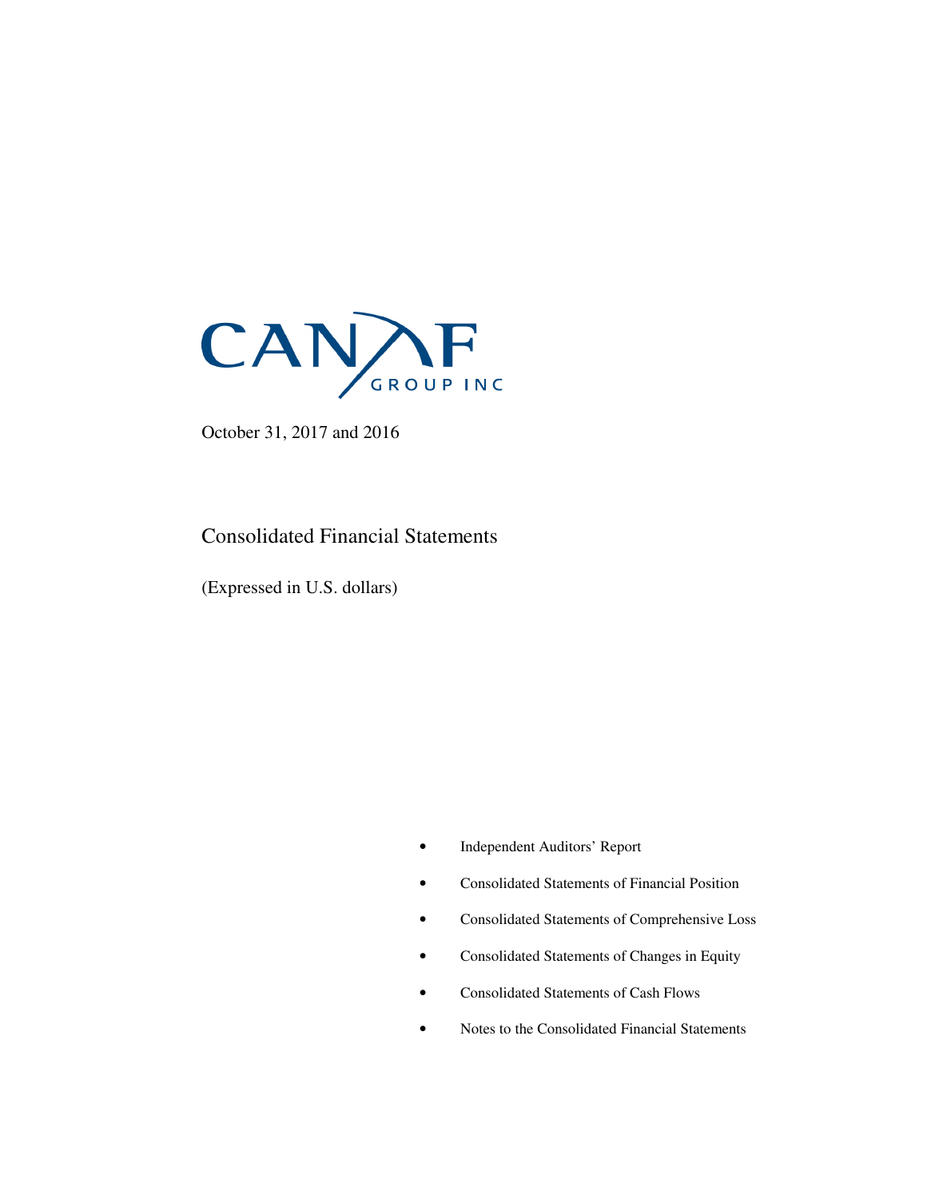# CANAF GROUP INC

October 31, 2017 and 2016

## Consolidated Financial Statements

(Expressed in U.S. dollars)

- Independent Auditors' Report
- Consolidated Statements of Financial Position
- Consolidated Statements of Comprehensive Loss
- Consolidated Statements of Changes in Equity
- Consolidated Statements of Cash Flows
- Notes to the Consolidated Financial Statements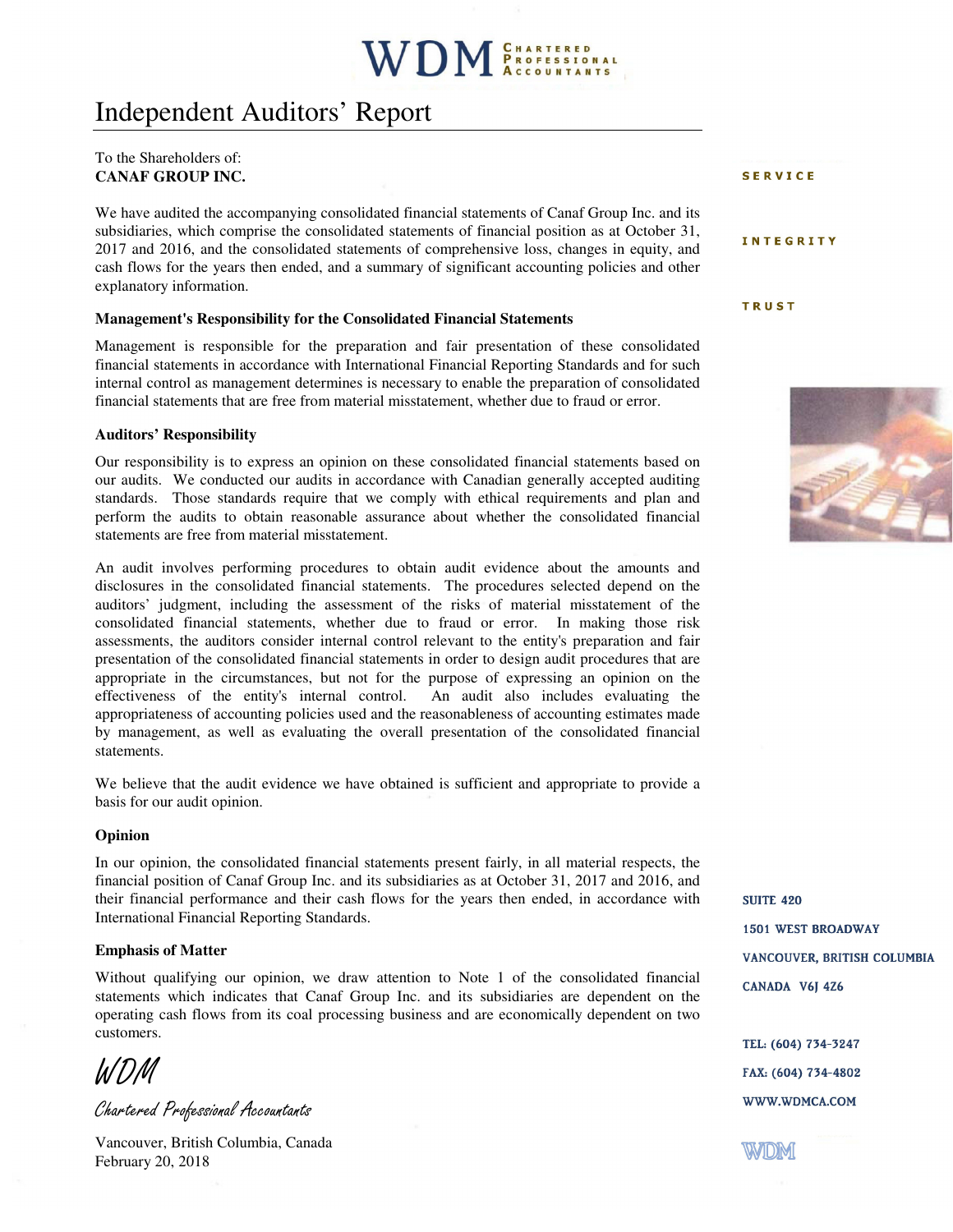WDM Chartered Professional Accountants

# Independent Auditors' Report

To the Shareholders of:
**CANAF GROUP INC.**

We have audited the accompanying consolidated financial statements of Canaf Group Inc. and its subsidiaries, which comprise the consolidated statements of financial position as at October 31, 2017 and 2016, and the consolidated statements of comprehensive loss, changes in equity, and cash flows for the years then ended, and a summary of significant accounting policies and other explanatory information.

### Management's Responsibility for the Consolidated Financial Statements

Management is responsible for the preparation and fair presentation of these consolidated financial statements in accordance with International Financial Reporting Standards and for such internal control as management determines is necessary to enable the preparation of consolidated financial statements that are free from material misstatement, whether due to fraud or error.

### Auditors' Responsibility

Our responsibility is to express an opinion on these consolidated financial statements based on our audits. We conducted our audits in accordance with Canadian generally accepted auditing standards. Those standards require that we comply with ethical requirements and plan and perform the audits to obtain reasonable assurance about whether the consolidated financial statements are free from material misstatement.

An audit involves performing procedures to obtain audit evidence about the amounts and disclosures in the consolidated financial statements. The procedures selected depend on the auditors' judgment, including the assessment of the risks of material misstatement of the consolidated financial statements, whether due to fraud or error. In making those risk assessments, the auditors consider internal control relevant to the entity's preparation and fair presentation of the consolidated financial statements in order to design audit procedures that are appropriate in the circumstances, but not for the purpose of expressing an opinion on the effectiveness of the entity's internal control. An audit also includes evaluating the appropriateness of accounting policies used and the reasonableness of accounting estimates made by management, as well as evaluating the overall presentation of the consolidated financial statements.

We believe that the audit evidence we have obtained is sufficient and appropriate to provide a basis for our audit opinion.

### Opinion

In our opinion, the consolidated financial statements present fairly, in all material respects, the financial position of Canaf Group Inc. and its subsidiaries as at October 31, 2017 and 2016, and their financial performance and their cash flows for the years then ended, in accordance with International Financial Reporting Standards.

### Emphasis of Matter

Without qualifying our opinion, we draw attention to Note 1 of the consolidated financial statements which indicates that Canaf Group Inc. and its subsidiaries are dependent on the operating cash flows from its coal processing business and are economically dependent on two customers.

*WDM*

*Chartered Professional Accountants*

Vancouver, British Columbia, Canada
February 20, 2018

SERVICE

INTEGRITY

TRUST

SUITE 420
1501 WEST BROADWAY
VANCOUVER, BRITISH COLUMBIA
CANADA V6J 4Z6

TEL: (604) 734-3247
FAX: (604) 734-4802
WWW.WDMCA.COM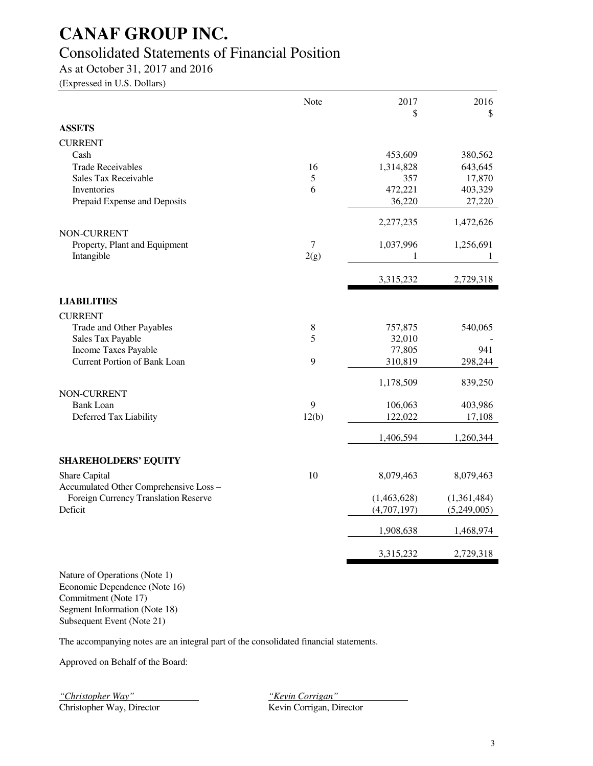# CANAF GROUP INC.

## Consolidated Statements of Financial Position

As at October 31, 2017 and 2016

(Expressed in U.S. Dollars)

| | Note | 2017<br>$ | 2016<br>$ |
|---|---|---|---|
| **ASSETS** | | | |
| CURRENT | | | |
| Cash | | 453,609 | 380,562 |
| Trade Receivables | 16 | 1,314,828 | 643,645 |
| Sales Tax Receivable | 5 | 357 | 17,870 |
| Inventories | 6 | 472,221 | 403,329 |
| Prepaid Expense and Deposits | | 36,220 | 27,220 |
| | | 2,277,235 | 1,472,626 |
| NON-CURRENT | | | |
| Property, Plant and Equipment | 7 | 1,037,996 | 1,256,691 |
| Intangible | 2(g) | 1 | 1 |
| | | 3,315,232 | 2,729,318 |
| **LIABILITIES** | | | |
| CURRENT | | | |
| Trade and Other Payables | 8 | 757,875 | 540,065 |
| Sales Tax Payable | 5 | 32,010 | - |
| Income Taxes Payable | | 77,805 | 941 |
| Current Portion of Bank Loan | 9 | 310,819 | 298,244 |
| | | 1,178,509 | 839,250 |
| NON-CURRENT | | | |
| Bank Loan | 9 | 106,063 | 403,986 |
| Deferred Tax Liability | 12(b) | 122,022 | 17,108 |
| | | 1,406,594 | 1,260,344 |
| **SHAREHOLDERS' EQUITY** | | | |
| Share Capital | 10 | 8,079,463 | 8,079,463 |
| Accumulated Other Comprehensive Loss – Foreign Currency Translation Reserve | | (1,463,628) | (1,361,484) |
| Deficit | | (4,707,197) | (5,249,005) |
| | | 1,908,638 | 1,468,974 |
| | | 3,315,232 | 2,729,318 |

Nature of Operations (Note 1)
Economic Dependence (Note 16)
Commitment (Note 17)
Segment Information (Note 18)
Subsequent Event (Note 21)

The accompanying notes are an integral part of the consolidated financial statements.

Approved on Behalf of the Board:

| | |
|---|---|
| *"Christopher Way"* | *"Kevin Corrigan"* |
| Christopher Way, Director | Kevin Corrigan, Director |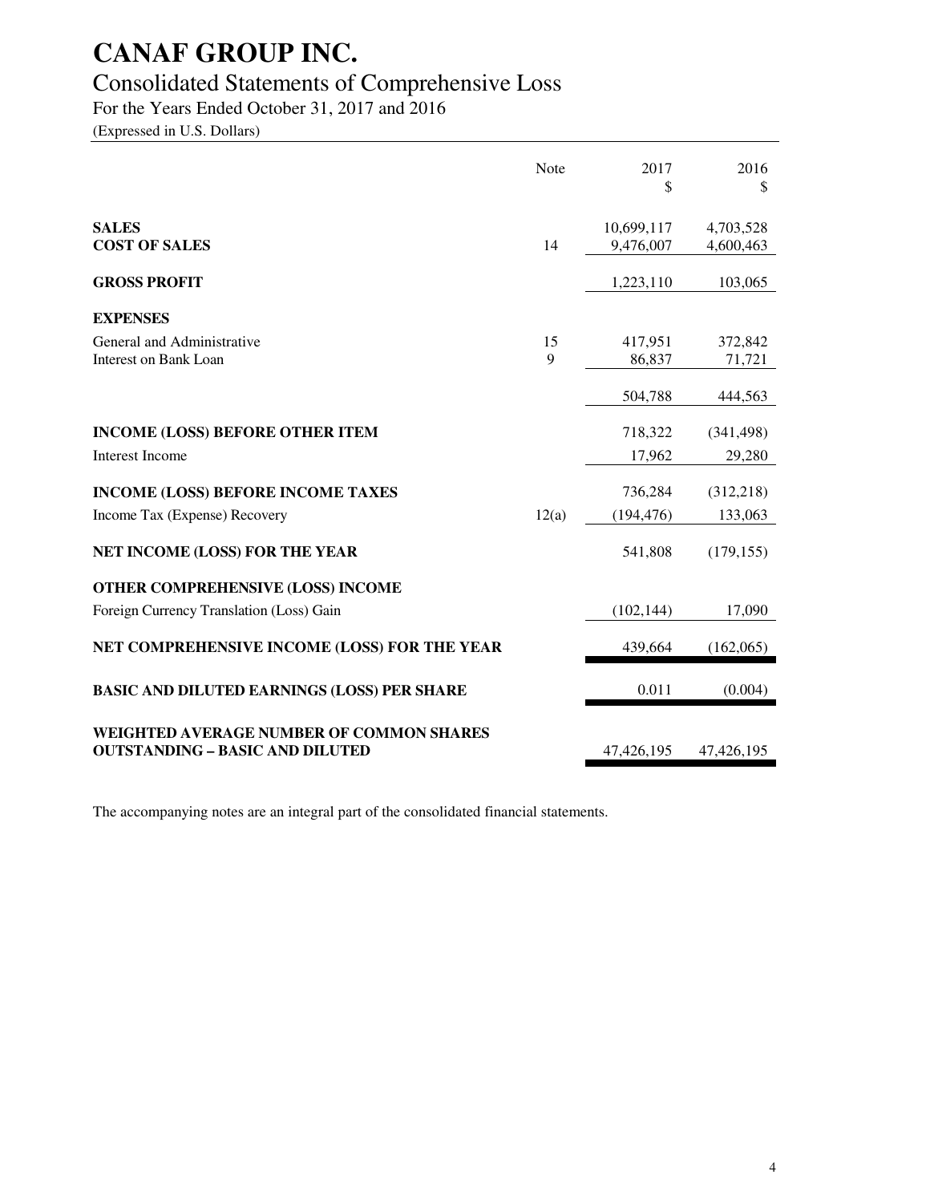# CANAF GROUP INC.

## Consolidated Statements of Comprehensive Loss

For the Years Ended October 31, 2017 and 2016

(Expressed in U.S. Dollars)

| | Note | 2017<br>$ | 2016<br>$ |
|---|---|---|---|
| **SALES** | | 10,699,117 | 4,703,528 |
| **COST OF SALES** | 14 | 9,476,007 | 4,600,463 |
| **GROSS PROFIT** | | 1,223,110 | 103,065 |
| **EXPENSES** | | | |
| General and Administrative | 15 | 417,951 | 372,842 |
| Interest on Bank Loan | 9 | 86,837 | 71,721 |
| | | 504,788 | 444,563 |
| **INCOME (LOSS) BEFORE OTHER ITEM** | | 718,322 | (341,498) |
| Interest Income | | 17,962 | 29,280 |
| **INCOME (LOSS) BEFORE INCOME TAXES** | | 736,284 | (312,218) |
| Income Tax (Expense) Recovery | 12(a) | (194,476) | 133,063 |
| **NET INCOME (LOSS) FOR THE YEAR** | | 541,808 | (179,155) |
| **OTHER COMPREHENSIVE (LOSS) INCOME** | | | |
| Foreign Currency Translation (Loss) Gain | | (102,144) | 17,090 |
| **NET COMPREHENSIVE INCOME (LOSS) FOR THE YEAR** | | 439,664 | (162,065) |
| **BASIC AND DILUTED EARNINGS (LOSS) PER SHARE** | | 0.011 | (0.004) |
| **WEIGHTED AVERAGE NUMBER OF COMMON SHARES OUTSTANDING – BASIC AND DILUTED** | | 47,426,195 | 47,426,195 |

The accompanying notes are an integral part of the consolidated financial statements.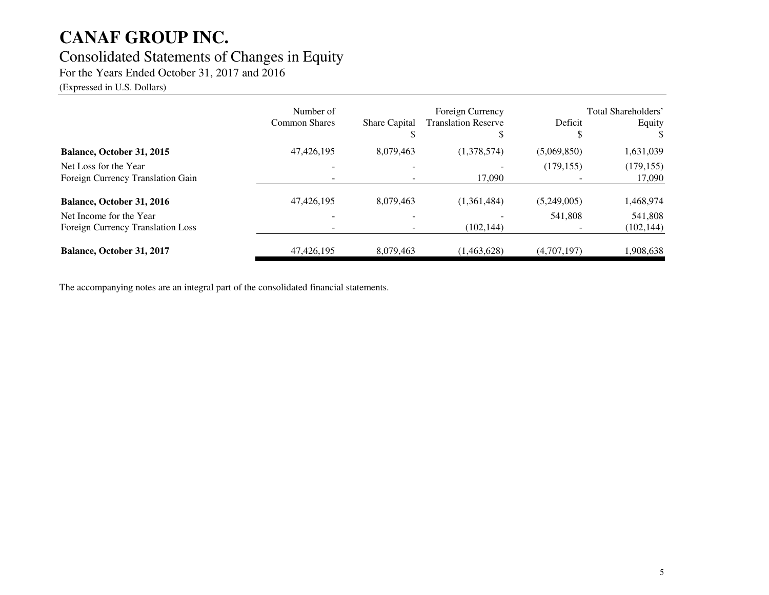# CANAF GROUP INC.

## Consolidated Statements of Changes in Equity

For the Years Ended October 31, 2017 and 2016

(Expressed in U.S. Dollars)

| | Number of Common Shares | Share Capital $ | Foreign Currency Translation Reserve $ | Deficit $ | Total Shareholders' Equity $ |
|---|---|---|---|---|---|
| **Balance, October 31, 2015** | 47,426,195 | 8,079,463 | (1,378,574) | (5,069,850) | 1,631,039 |
| Net Loss for the Year | - | - | - | (179,155) | (179,155) |
| Foreign Currency Translation Gain | - | - | 17,090 | - | 17,090 |
| **Balance, October 31, 2016** | 47,426,195 | 8,079,463 | (1,361,484) | (5,249,005) | 1,468,974 |
| Net Income for the Year | - | - | - | 541,808 | 541,808 |
| Foreign Currency Translation Loss | - | - | (102,144) | - | (102,144) |
| **Balance, October 31, 2017** | 47,426,195 | 8,079,463 | (1,463,628) | (4,707,197) | 1,908,638 |

The accompanying notes are an integral part of the consolidated financial statements.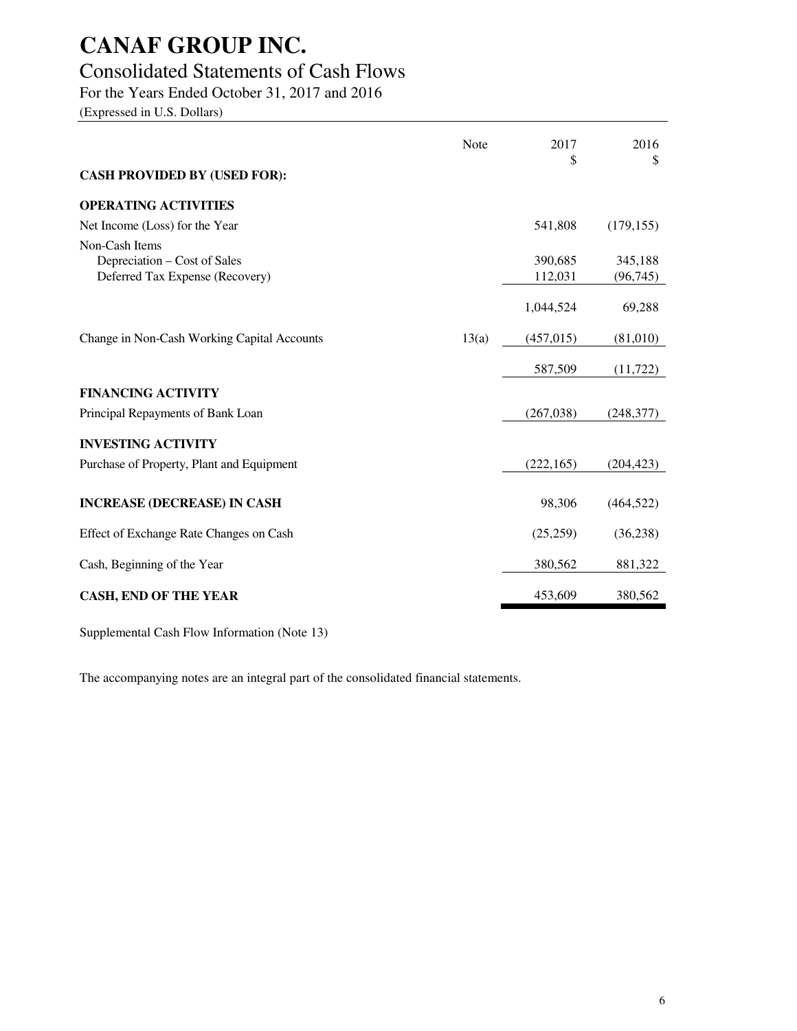# CANAF GROUP INC.

## Consolidated Statements of Cash Flows

For the Years Ended October 31, 2017 and 2016

(Expressed in U.S. Dollars)

| | Note | 2017<br>$ | 2016<br>$ |
|---|---|---|---|
| **CASH PROVIDED BY (USED FOR):** | | | |
| **OPERATING ACTIVITIES** | | | |
| Net Income (Loss) for the Year | | 541,808 | (179,155) |
| Non-Cash Items | | | |
| Depreciation – Cost of Sales | | 390,685 | 345,188 |
| Deferred Tax Expense (Recovery) | | 112,031 | (96,745) |
| | | 1,044,524 | 69,288 |
| Change in Non-Cash Working Capital Accounts | 13(a) | (457,015) | (81,010) |
| | | 587,509 | (11,722) |
| **FINANCING ACTIVITY** | | | |
| Principal Repayments of Bank Loan | | (267,038) | (248,377) |
| **INVESTING ACTIVITY** | | | |
| Purchase of Property, Plant and Equipment | | (222,165) | (204,423) |
| **INCREASE (DECREASE) IN CASH** | | 98,306 | (464,522) |
| Effect of Exchange Rate Changes on Cash | | (25,259) | (36,238) |
| Cash, Beginning of the Year | | 380,562 | 881,322 |
| **CASH, END OF THE YEAR** | | 453,609 | 380,562 |

Supplemental Cash Flow Information (Note 13)

The accompanying notes are an integral part of the consolidated financial statements.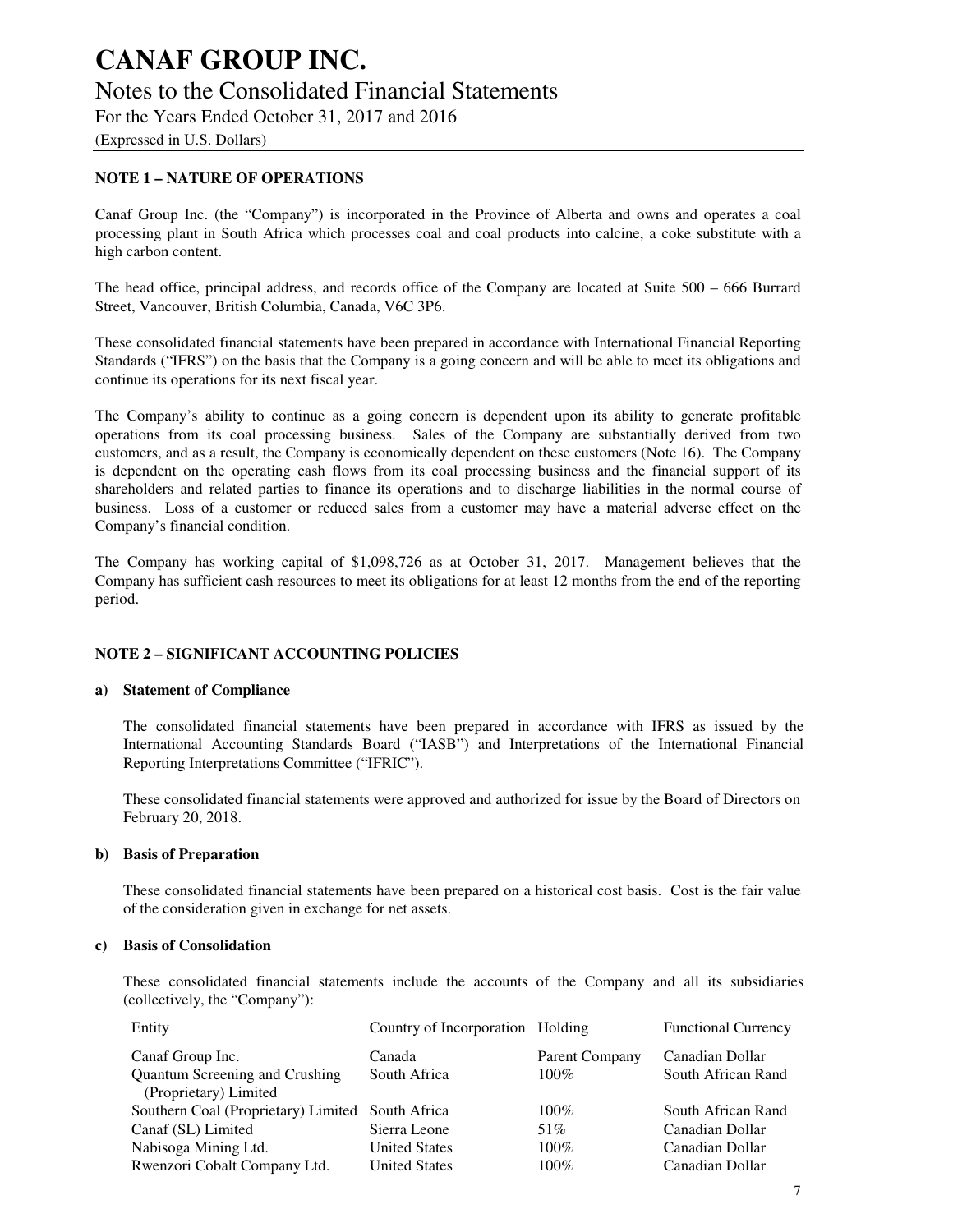# CANAF GROUP INC.

## Notes to the Consolidated Financial Statements

For the Years Ended October 31, 2017 and 2016

(Expressed in U.S. Dollars)

### NOTE 1 – NATURE OF OPERATIONS

Canaf Group Inc. (the "Company") is incorporated in the Province of Alberta and owns and operates a coal processing plant in South Africa which processes coal and coal products into calcine, a coke substitute with a high carbon content.

The head office, principal address, and records office of the Company are located at Suite 500 – 666 Burrard Street, Vancouver, British Columbia, Canada, V6C 3P6.

These consolidated financial statements have been prepared in accordance with International Financial Reporting Standards ("IFRS") on the basis that the Company is a going concern and will be able to meet its obligations and continue its operations for its next fiscal year.

The Company's ability to continue as a going concern is dependent upon its ability to generate profitable operations from its coal processing business. Sales of the Company are substantially derived from two customers, and as a result, the Company is economically dependent on these customers (Note 16). The Company is dependent on the operating cash flows from its coal processing business and the financial support of its shareholders and related parties to finance its operations and to discharge liabilities in the normal course of business. Loss of a customer or reduced sales from a customer may have a material adverse effect on the Company's financial condition.

The Company has working capital of $1,098,726 as at October 31, 2017. Management believes that the Company has sufficient cash resources to meet its obligations for at least 12 months from the end of the reporting period.

### NOTE 2 – SIGNIFICANT ACCOUNTING POLICIES

**a) Statement of Compliance**

The consolidated financial statements have been prepared in accordance with IFRS as issued by the International Accounting Standards Board ("IASB") and Interpretations of the International Financial Reporting Interpretations Committee ("IFRIC").

These consolidated financial statements were approved and authorized for issue by the Board of Directors on February 20, 2018.

**b) Basis of Preparation**

These consolidated financial statements have been prepared on a historical cost basis. Cost is the fair value of the consideration given in exchange for net assets.

**c) Basis of Consolidation**

These consolidated financial statements include the accounts of the Company and all its subsidiaries (collectively, the "Company"):

| Entity | Country of Incorporation | Holding | Functional Currency |
|---|---|---|---|
| Canaf Group Inc. | Canada | Parent Company | Canadian Dollar |
| Quantum Screening and Crushing (Proprietary) Limited | South Africa | 100% | South African Rand |
| Southern Coal (Proprietary) Limited | South Africa | 100% | South African Rand |
| Canaf (SL) Limited | Sierra Leone | 51% | Canadian Dollar |
| Nabisoga Mining Ltd. | United States | 100% | Canadian Dollar |
| Rwenzori Cobalt Company Ltd. | United States | 100% | Canadian Dollar |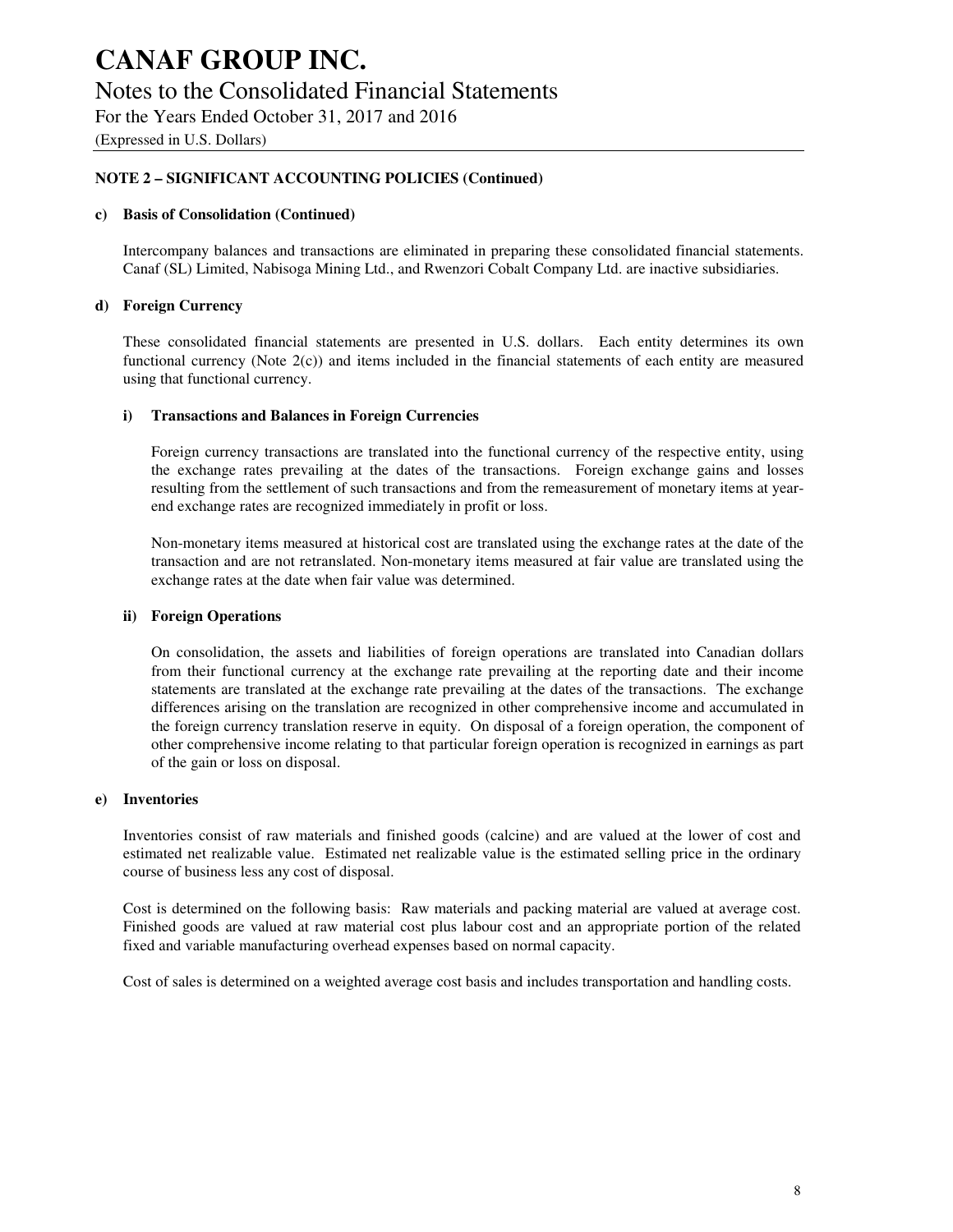# CANAF GROUP INC.

## Notes to the Consolidated Financial Statements

For the Years Ended October 31, 2017 and 2016

(Expressed in U.S. Dollars)

**NOTE 2 – SIGNIFICANT ACCOUNTING POLICIES (Continued)**

**c) Basis of Consolidation (Continued)**

Intercompany balances and transactions are eliminated in preparing these consolidated financial statements. Canaf (SL) Limited, Nabisoga Mining Ltd., and Rwenzori Cobalt Company Ltd. are inactive subsidiaries.

**d) Foreign Currency**

These consolidated financial statements are presented in U.S. dollars. Each entity determines its own functional currency (Note 2(c)) and items included in the financial statements of each entity are measured using that functional currency.

**i) Transactions and Balances in Foreign Currencies**

Foreign currency transactions are translated into the functional currency of the respective entity, using the exchange rates prevailing at the dates of the transactions. Foreign exchange gains and losses resulting from the settlement of such transactions and from the remeasurement of monetary items at year-end exchange rates are recognized immediately in profit or loss.

Non-monetary items measured at historical cost are translated using the exchange rates at the date of the transaction and are not retranslated. Non-monetary items measured at fair value are translated using the exchange rates at the date when fair value was determined.

**ii) Foreign Operations**

On consolidation, the assets and liabilities of foreign operations are translated into Canadian dollars from their functional currency at the exchange rate prevailing at the reporting date and their income statements are translated at the exchange rate prevailing at the dates of the transactions. The exchange differences arising on the translation are recognized in other comprehensive income and accumulated in the foreign currency translation reserve in equity. On disposal of a foreign operation, the component of other comprehensive income relating to that particular foreign operation is recognized in earnings as part of the gain or loss on disposal.

**e) Inventories**

Inventories consist of raw materials and finished goods (calcine) and are valued at the lower of cost and estimated net realizable value. Estimated net realizable value is the estimated selling price in the ordinary course of business less any cost of disposal.

Cost is determined on the following basis: Raw materials and packing material are valued at average cost. Finished goods are valued at raw material cost plus labour cost and an appropriate portion of the related fixed and variable manufacturing overhead expenses based on normal capacity.

Cost of sales is determined on a weighted average cost basis and includes transportation and handling costs.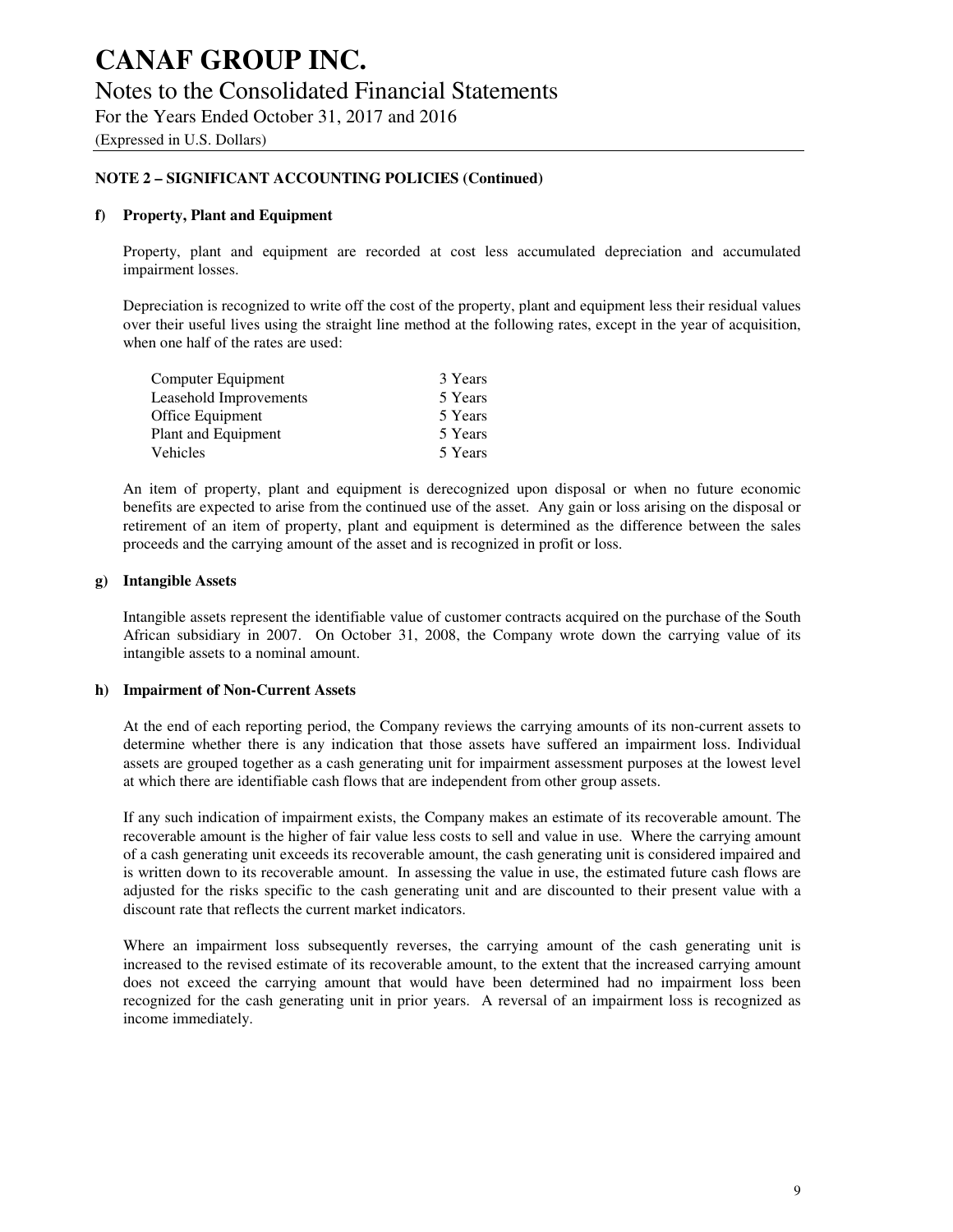# CANAF GROUP INC.

## Notes to the Consolidated Financial Statements

For the Years Ended October 31, 2017 and 2016

(Expressed in U.S. Dollars)

### NOTE 2 – SIGNIFICANT ACCOUNTING POLICIES (Continued)

#### f) Property, Plant and Equipment

Property, plant and equipment are recorded at cost less accumulated depreciation and accumulated impairment losses.

Depreciation is recognized to write off the cost of the property, plant and equipment less their residual values over their useful lives using the straight line method at the following rates, except in the year of acquisition, when one half of the rates are used:

| | |
|---|---|
| Computer Equipment | 3 Years |
| Leasehold Improvements | 5 Years |
| Office Equipment | 5 Years |
| Plant and Equipment | 5 Years |
| Vehicles | 5 Years |

An item of property, plant and equipment is derecognized upon disposal or when no future economic benefits are expected to arise from the continued use of the asset. Any gain or loss arising on the disposal or retirement of an item of property, plant and equipment is determined as the difference between the sales proceeds and the carrying amount of the asset and is recognized in profit or loss.

#### g) Intangible Assets

Intangible assets represent the identifiable value of customer contracts acquired on the purchase of the South African subsidiary in 2007. On October 31, 2008, the Company wrote down the carrying value of its intangible assets to a nominal amount.

#### h) Impairment of Non-Current Assets

At the end of each reporting period, the Company reviews the carrying amounts of its non-current assets to determine whether there is any indication that those assets have suffered an impairment loss. Individual assets are grouped together as a cash generating unit for impairment assessment purposes at the lowest level at which there are identifiable cash flows that are independent from other group assets.

If any such indication of impairment exists, the Company makes an estimate of its recoverable amount. The recoverable amount is the higher of fair value less costs to sell and value in use. Where the carrying amount of a cash generating unit exceeds its recoverable amount, the cash generating unit is considered impaired and is written down to its recoverable amount. In assessing the value in use, the estimated future cash flows are adjusted for the risks specific to the cash generating unit and are discounted to their present value with a discount rate that reflects the current market indicators.

Where an impairment loss subsequently reverses, the carrying amount of the cash generating unit is increased to the revised estimate of its recoverable amount, to the extent that the increased carrying amount does not exceed the carrying amount that would have been determined had no impairment loss been recognized for the cash generating unit in prior years. A reversal of an impairment loss is recognized as income immediately.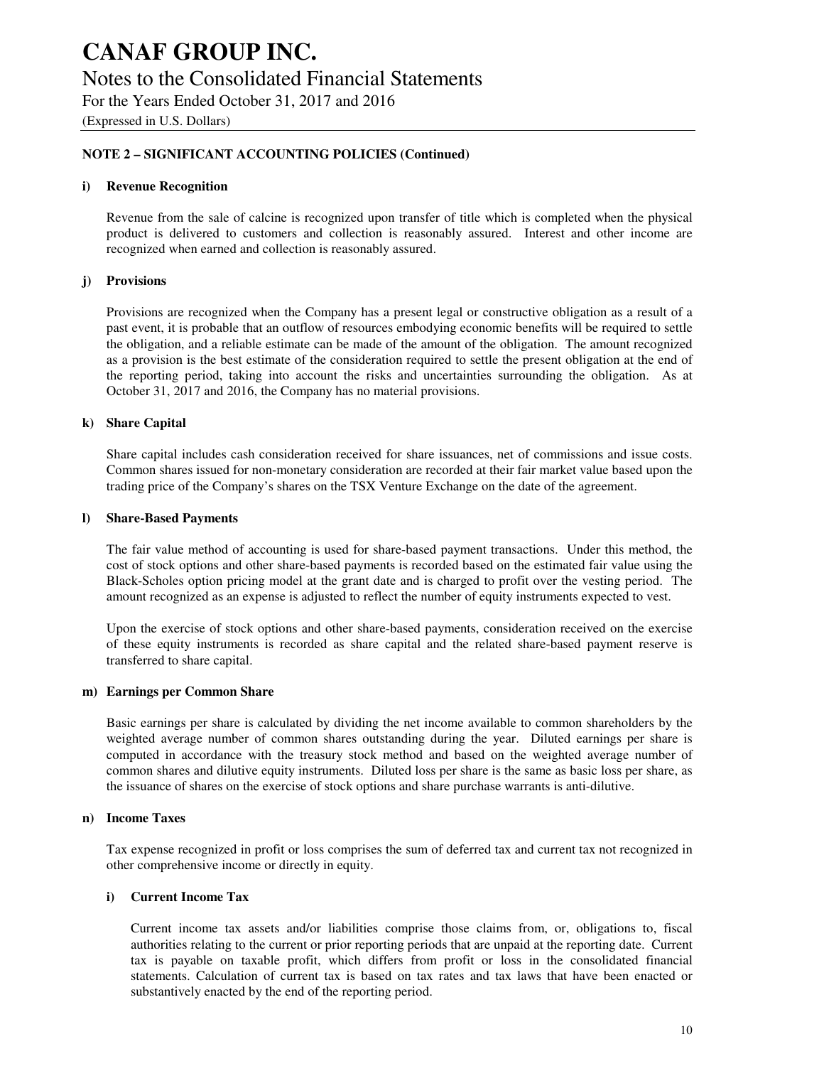## NOTE 2 – SIGNIFICANT ACCOUNTING POLICIES (Continued)

### i) Revenue Recognition

Revenue from the sale of calcine is recognized upon transfer of title which is completed when the physical product is delivered to customers and collection is reasonably assured. Interest and other income are recognized when earned and collection is reasonably assured.

### j) Provisions

Provisions are recognized when the Company has a present legal or constructive obligation as a result of a past event, it is probable that an outflow of resources embodying economic benefits will be required to settle the obligation, and a reliable estimate can be made of the amount of the obligation. The amount recognized as a provision is the best estimate of the consideration required to settle the present obligation at the end of the reporting period, taking into account the risks and uncertainties surrounding the obligation. As at October 31, 2017 and 2016, the Company has no material provisions.

### k) Share Capital

Share capital includes cash consideration received for share issuances, net of commissions and issue costs. Common shares issued for non-monetary consideration are recorded at their fair market value based upon the trading price of the Company's shares on the TSX Venture Exchange on the date of the agreement.

### l) Share-Based Payments

The fair value method of accounting is used for share-based payment transactions. Under this method, the cost of stock options and other share-based payments is recorded based on the estimated fair value using the Black-Scholes option pricing model at the grant date and is charged to profit over the vesting period. The amount recognized as an expense is adjusted to reflect the number of equity instruments expected to vest.

Upon the exercise of stock options and other share-based payments, consideration received on the exercise of these equity instruments is recorded as share capital and the related share-based payment reserve is transferred to share capital.

### m) Earnings per Common Share

Basic earnings per share is calculated by dividing the net income available to common shareholders by the weighted average number of common shares outstanding during the year. Diluted earnings per share is computed in accordance with the treasury stock method and based on the weighted average number of common shares and dilutive equity instruments. Diluted loss per share is the same as basic loss per share, as the issuance of shares on the exercise of stock options and share purchase warrants is anti-dilutive.

### n) Income Taxes

Tax expense recognized in profit or loss comprises the sum of deferred tax and current tax not recognized in other comprehensive income or directly in equity.

#### i) Current Income Tax

Current income tax assets and/or liabilities comprise those claims from, or, obligations to, fiscal authorities relating to the current or prior reporting periods that are unpaid at the reporting date. Current tax is payable on taxable profit, which differs from profit or loss in the consolidated financial statements. Calculation of current tax is based on tax rates and tax laws that have been enacted or substantively enacted by the end of the reporting period.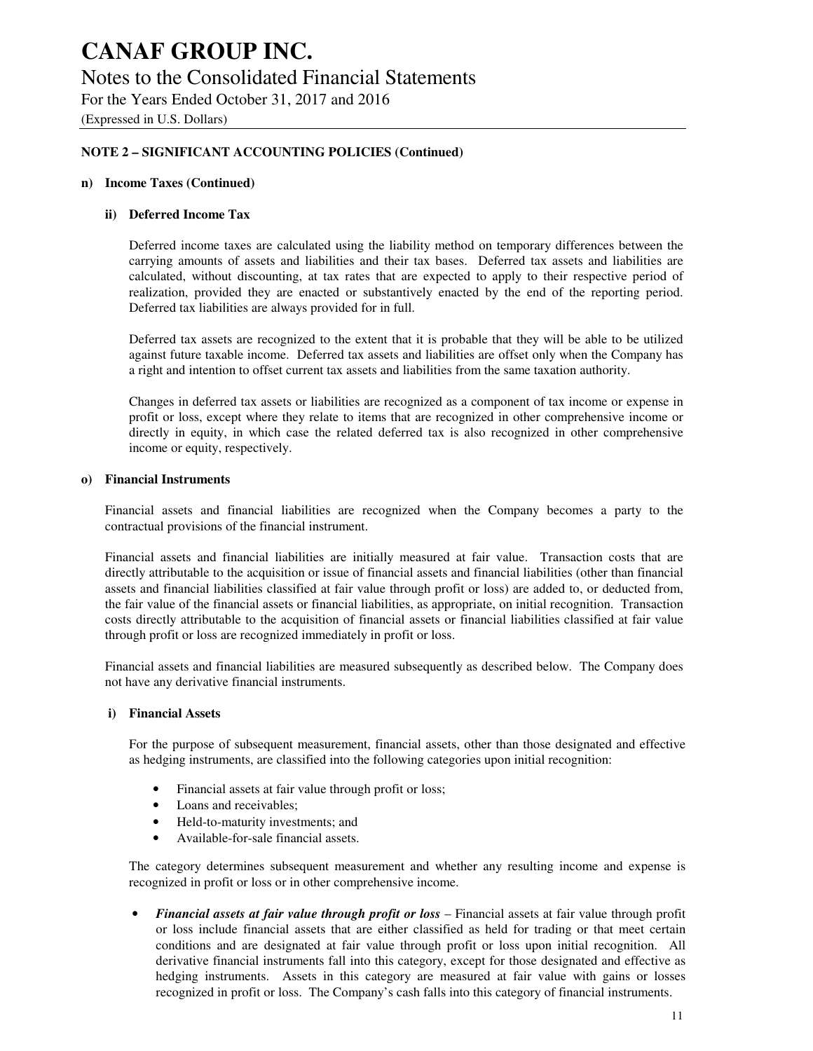# CANAF GROUP INC.

## Notes to the Consolidated Financial Statements

For the Years Ended October 31, 2017 and 2016

(Expressed in U.S. Dollars)

**NOTE 2 – SIGNIFICANT ACCOUNTING POLICIES (Continued)**

**n) Income Taxes (Continued)**

**ii) Deferred Income Tax**

Deferred income taxes are calculated using the liability method on temporary differences between the carrying amounts of assets and liabilities and their tax bases. Deferred tax assets and liabilities are calculated, without discounting, at tax rates that are expected to apply to their respective period of realization, provided they are enacted or substantively enacted by the end of the reporting period. Deferred tax liabilities are always provided for in full.

Deferred tax assets are recognized to the extent that it is probable that they will be able to be utilized against future taxable income. Deferred tax assets and liabilities are offset only when the Company has a right and intention to offset current tax assets and liabilities from the same taxation authority.

Changes in deferred tax assets or liabilities are recognized as a component of tax income or expense in profit or loss, except where they relate to items that are recognized in other comprehensive income or directly in equity, in which case the related deferred tax is also recognized in other comprehensive income or equity, respectively.

**o) Financial Instruments**

Financial assets and financial liabilities are recognized when the Company becomes a party to the contractual provisions of the financial instrument.

Financial assets and financial liabilities are initially measured at fair value. Transaction costs that are directly attributable to the acquisition or issue of financial assets and financial liabilities (other than financial assets and financial liabilities classified at fair value through profit or loss) are added to, or deducted from, the fair value of the financial assets or financial liabilities, as appropriate, on initial recognition. Transaction costs directly attributable to the acquisition of financial assets or financial liabilities classified at fair value through profit or loss are recognized immediately in profit or loss.

Financial assets and financial liabilities are measured subsequently as described below. The Company does not have any derivative financial instruments.

**i) Financial Assets**

For the purpose of subsequent measurement, financial assets, other than those designated and effective as hedging instruments, are classified into the following categories upon initial recognition:

- Financial assets at fair value through profit or loss;
- Loans and receivables;
- Held-to-maturity investments; and
- Available-for-sale financial assets.

The category determines subsequent measurement and whether any resulting income and expense is recognized in profit or loss or in other comprehensive income.

- ***Financial assets at fair value through profit or loss*** – Financial assets at fair value through profit or loss include financial assets that are either classified as held for trading or that meet certain conditions and are designated at fair value through profit or loss upon initial recognition. All derivative financial instruments fall into this category, except for those designated and effective as hedging instruments. Assets in this category are measured at fair value with gains or losses recognized in profit or loss. The Company's cash falls into this category of financial instruments.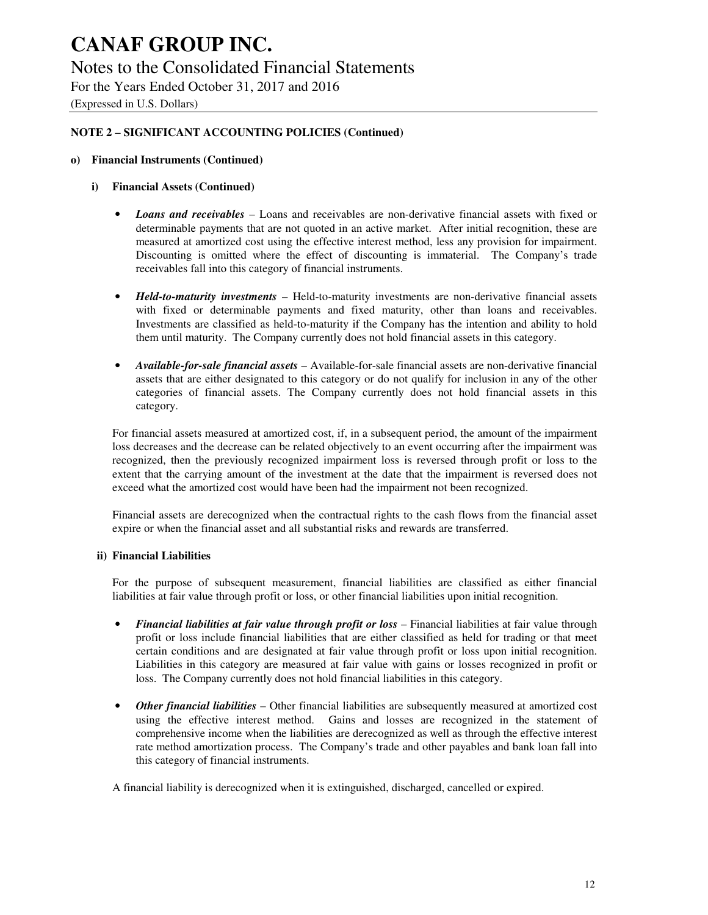**NOTE 2 – SIGNIFICANT ACCOUNTING POLICIES (Continued)**

**o) Financial Instruments (Continued)**

**i) Financial Assets (Continued)**

- ***Loans and receivables*** – Loans and receivables are non-derivative financial assets with fixed or determinable payments that are not quoted in an active market. After initial recognition, these are measured at amortized cost using the effective interest method, less any provision for impairment. Discounting is omitted where the effect of discounting is immaterial. The Company's trade receivables fall into this category of financial instruments.

- ***Held-to-maturity investments*** – Held-to-maturity investments are non-derivative financial assets with fixed or determinable payments and fixed maturity, other than loans and receivables. Investments are classified as held-to-maturity if the Company has the intention and ability to hold them until maturity. The Company currently does not hold financial assets in this category.

- ***Available-for-sale financial assets*** – Available-for-sale financial assets are non-derivative financial assets that are either designated to this category or do not qualify for inclusion in any of the other categories of financial assets. The Company currently does not hold financial assets in this category.

For financial assets measured at amortized cost, if, in a subsequent period, the amount of the impairment loss decreases and the decrease can be related objectively to an event occurring after the impairment was recognized, then the previously recognized impairment loss is reversed through profit or loss to the extent that the carrying amount of the investment at the date that the impairment is reversed does not exceed what the amortized cost would have been had the impairment not been recognized.

Financial assets are derecognized when the contractual rights to the cash flows from the financial asset expire or when the financial asset and all substantial risks and rewards are transferred.

**ii) Financial Liabilities**

For the purpose of subsequent measurement, financial liabilities are classified as either financial liabilities at fair value through profit or loss, or other financial liabilities upon initial recognition.

- ***Financial liabilities at fair value through profit or loss*** – Financial liabilities at fair value through profit or loss include financial liabilities that are either classified as held for trading or that meet certain conditions and are designated at fair value through profit or loss upon initial recognition. Liabilities in this category are measured at fair value with gains or losses recognized in profit or loss. The Company currently does not hold financial liabilities in this category.

- ***Other financial liabilities*** – Other financial liabilities are subsequently measured at amortized cost using the effective interest method. Gains and losses are recognized in the statement of comprehensive income when the liabilities are derecognized as well as through the effective interest rate method amortization process. The Company's trade and other payables and bank loan fall into this category of financial instruments.

A financial liability is derecognized when it is extinguished, discharged, cancelled or expired.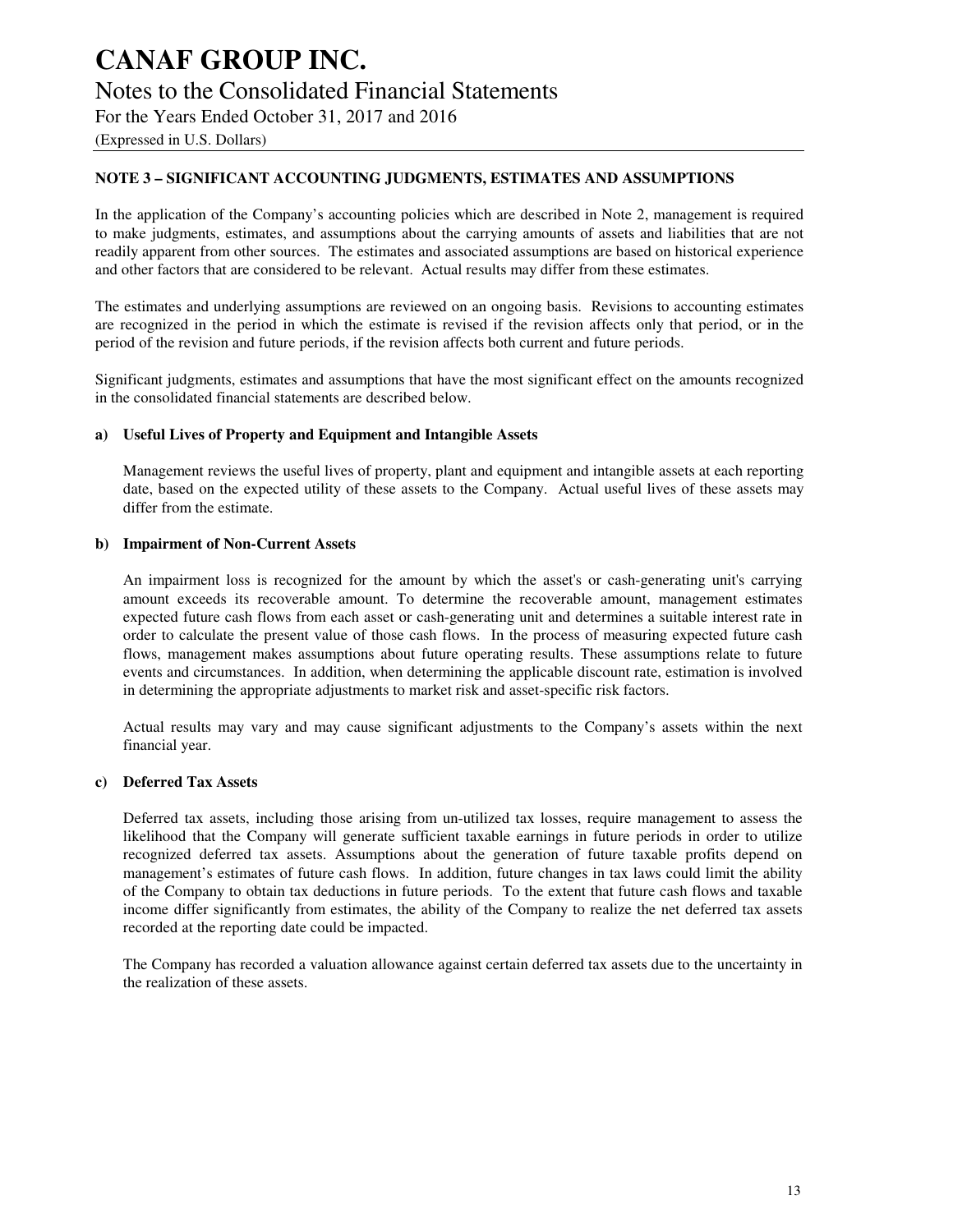## NOTE 3 – SIGNIFICANT ACCOUNTING JUDGMENTS, ESTIMATES AND ASSUMPTIONS

In the application of the Company's accounting policies which are described in Note 2, management is required to make judgments, estimates, and assumptions about the carrying amounts of assets and liabilities that are not readily apparent from other sources. The estimates and associated assumptions are based on historical experience and other factors that are considered to be relevant. Actual results may differ from these estimates.

The estimates and underlying assumptions are reviewed on an ongoing basis. Revisions to accounting estimates are recognized in the period in which the estimate is revised if the revision affects only that period, or in the period of the revision and future periods, if the revision affects both current and future periods.

Significant judgments, estimates and assumptions that have the most significant effect on the amounts recognized in the consolidated financial statements are described below.

### a) Useful Lives of Property and Equipment and Intangible Assets

Management reviews the useful lives of property, plant and equipment and intangible assets at each reporting date, based on the expected utility of these assets to the Company. Actual useful lives of these assets may differ from the estimate.

### b) Impairment of Non-Current Assets

An impairment loss is recognized for the amount by which the asset's or cash-generating unit's carrying amount exceeds its recoverable amount. To determine the recoverable amount, management estimates expected future cash flows from each asset or cash-generating unit and determines a suitable interest rate in order to calculate the present value of those cash flows. In the process of measuring expected future cash flows, management makes assumptions about future operating results. These assumptions relate to future events and circumstances. In addition, when determining the applicable discount rate, estimation is involved in determining the appropriate adjustments to market risk and asset-specific risk factors.

Actual results may vary and may cause significant adjustments to the Company's assets within the next financial year.

### c) Deferred Tax Assets

Deferred tax assets, including those arising from un-utilized tax losses, require management to assess the likelihood that the Company will generate sufficient taxable earnings in future periods in order to utilize recognized deferred tax assets. Assumptions about the generation of future taxable profits depend on management's estimates of future cash flows. In addition, future changes in tax laws could limit the ability of the Company to obtain tax deductions in future periods. To the extent that future cash flows and taxable income differ significantly from estimates, the ability of the Company to realize the net deferred tax assets recorded at the reporting date could be impacted.

The Company has recorded a valuation allowance against certain deferred tax assets due to the uncertainty in the realization of these assets.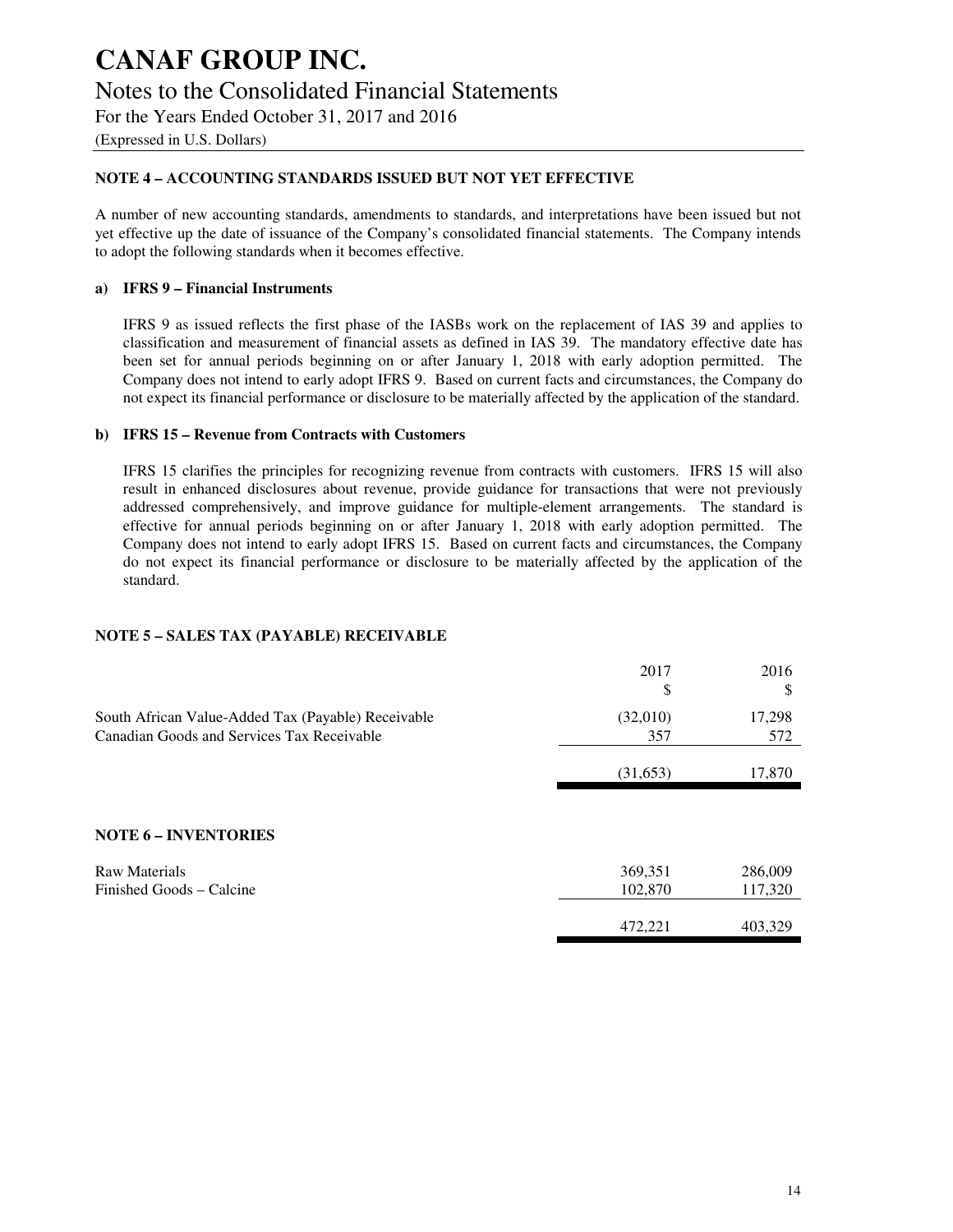# CANAF GROUP INC.

## Notes to the Consolidated Financial Statements

For the Years Ended October 31, 2017 and 2016

(Expressed in U.S. Dollars)

### NOTE 4 – ACCOUNTING STANDARDS ISSUED BUT NOT YET EFFECTIVE

A number of new accounting standards, amendments to standards, and interpretations have been issued but not yet effective up the date of issuance of the Company's consolidated financial statements. The Company intends to adopt the following standards when it becomes effective.

**a) IFRS 9 – Financial Instruments**

IFRS 9 as issued reflects the first phase of the IASBs work on the replacement of IAS 39 and applies to classification and measurement of financial assets as defined in IAS 39. The mandatory effective date has been set for annual periods beginning on or after January 1, 2018 with early adoption permitted. The Company does not intend to early adopt IFRS 9. Based on current facts and circumstances, the Company do not expect its financial performance or disclosure to be materially affected by the application of the standard.

**b) IFRS 15 – Revenue from Contracts with Customers**

IFRS 15 clarifies the principles for recognizing revenue from contracts with customers. IFRS 15 will also result in enhanced disclosures about revenue, provide guidance for transactions that were not previously addressed comprehensively, and improve guidance for multiple-element arrangements. The standard is effective for annual periods beginning on or after January 1, 2018 with early adoption permitted. The Company does not intend to early adopt IFRS 15. Based on current facts and circumstances, the Company do not expect its financial performance or disclosure to be materially affected by the application of the standard.

### NOTE 5 – SALES TAX (PAYABLE) RECEIVABLE

| | 2017<br>$ | 2016<br>$ |
|---|---|---|
| South African Value-Added Tax (Payable) Receivable | (32,010) | 17,298 |
| Canadian Goods and Services Tax Receivable | 357 | 572 |
| | (31,653) | 17,870 |

### NOTE 6 – INVENTORIES

| | 2017 | 2016 |
|---|---|---|
| Raw Materials | 369,351 | 286,009 |
| Finished Goods – Calcine | 102,870 | 117,320 |
| | 472,221 | 403,329 |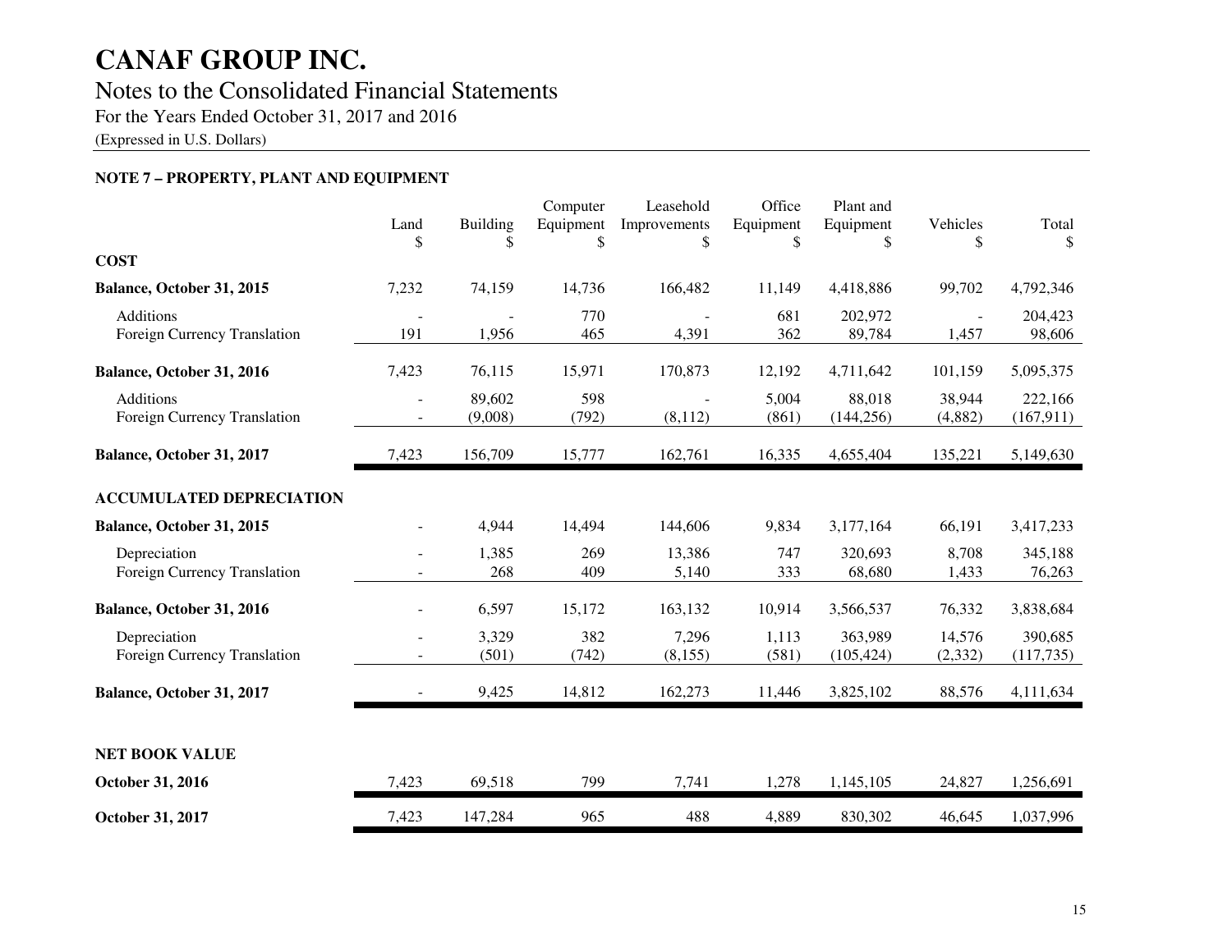# CANAF GROUP INC.

## Notes to the Consolidated Financial Statements

For the Years Ended October 31, 2017 and 2016

(Expressed in U.S. Dollars)

### NOTE 7 – PROPERTY, PLANT AND EQUIPMENT

| | Land<br>$ | Building<br>$ | Computer Equipment<br>$ | Leasehold Improvements<br>$ | Office Equipment<br>$ | Plant and Equipment<br>$ | Vehicles<br>$ | Total<br>$ |
|---|---|---|---|---|---|---|---|---|
| **COST** | | | | | | | | |
| **Balance, October 31, 2015** | 7,232 | 74,159 | 14,736 | 166,482 | 11,149 | 4,418,886 | 99,702 | 4,792,346 |
| Additions | - | - | 770 | - | 681 | 202,972 | - | 204,423 |
| Foreign Currency Translation | 191 | 1,956 | 465 | 4,391 | 362 | 89,784 | 1,457 | 98,606 |
| **Balance, October 31, 2016** | 7,423 | 76,115 | 15,971 | 170,873 | 12,192 | 4,711,642 | 101,159 | 5,095,375 |
| Additions | - | 89,602 | 598 | - | 5,004 | 88,018 | 38,944 | 222,166 |
| Foreign Currency Translation | - | (9,008) | (792) | (8,112) | (861) | (144,256) | (4,882) | (167,911) |
| **Balance, October 31, 2017** | 7,423 | 156,709 | 15,777 | 162,761 | 16,335 | 4,655,404 | 135,221 | 5,149,630 |
| **ACCUMULATED DEPRECIATION** | | | | | | | | |
| **Balance, October 31, 2015** | - | 4,944 | 14,494 | 144,606 | 9,834 | 3,177,164 | 66,191 | 3,417,233 |
| Depreciation | - | 1,385 | 269 | 13,386 | 747 | 320,693 | 8,708 | 345,188 |
| Foreign Currency Translation | - | 268 | 409 | 5,140 | 333 | 68,680 | 1,433 | 76,263 |
| **Balance, October 31, 2016** | - | 6,597 | 15,172 | 163,132 | 10,914 | 3,566,537 | 76,332 | 3,838,684 |
| Depreciation | - | 3,329 | 382 | 7,296 | 1,113 | 363,989 | 14,576 | 390,685 |
| Foreign Currency Translation | - | (501) | (742) | (8,155) | (581) | (105,424) | (2,332) | (117,735) |
| **Balance, October 31, 2017** | - | 9,425 | 14,812 | 162,273 | 11,446 | 3,825,102 | 88,576 | 4,111,634 |
| **NET BOOK VALUE** | | | | | | | | |
| **October 31, 2016** | 7,423 | 69,518 | 799 | 7,741 | 1,278 | 1,145,105 | 24,827 | 1,256,691 |
| **October 31, 2017** | 7,423 | 147,284 | 965 | 488 | 4,889 | 830,302 | 46,645 | 1,037,996 |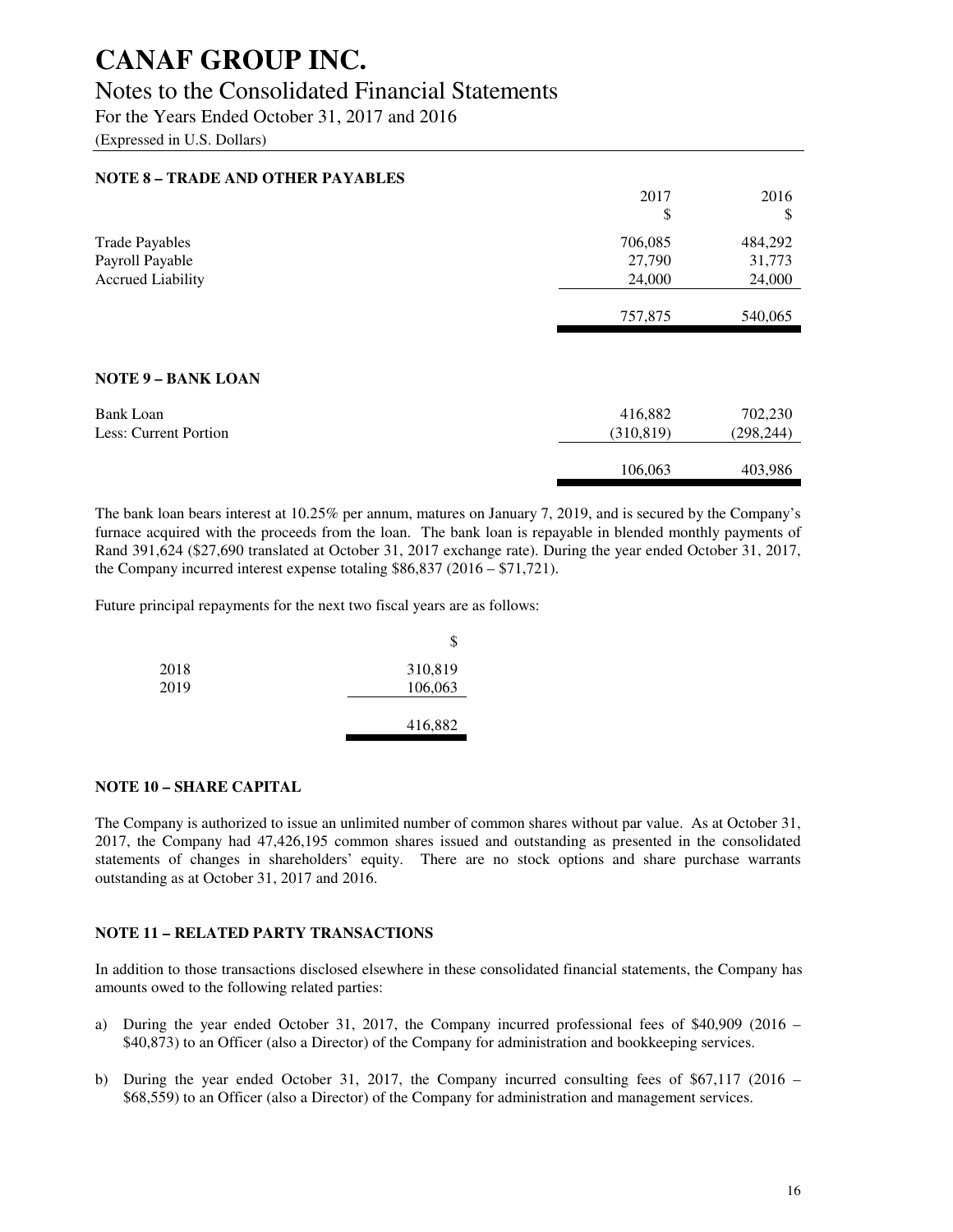# CANAF GROUP INC.

## Notes to the Consolidated Financial Statements

For the Years Ended October 31, 2017 and 2016

(Expressed in U.S. Dollars)

### NOTE 8 – TRADE AND OTHER PAYABLES

| | 2017<br>$ | 2016<br>$ |
|---|---|---|
| Trade Payables | 706,085 | 484,292 |
| Payroll Payable | 27,790 | 31,773 |
| Accrued Liability | 24,000 | 24,000 |
| | 757,875 | 540,065 |

### NOTE 9 – BANK LOAN

| | 2017 | 2016 |
|---|---|---|
| Bank Loan | 416,882 | 702,230 |
| Less: Current Portion | (310,819) | (298,244) |
| | 106,063 | 403,986 |

The bank loan bears interest at 10.25% per annum, matures on January 7, 2019, and is secured by the Company's furnace acquired with the proceeds from the loan. The bank loan is repayable in blended monthly payments of Rand 391,624 ($27,690 translated at October 31, 2017 exchange rate). During the year ended October 31, 2017, the Company incurred interest expense totaling $86,837 (2016 – $71,721).

Future principal repayments for the next two fiscal years are as follows:

| | $ |
|---|---|
| 2018 | 310,819 |
| 2019 | 106,063 |
| | 416,882 |

### NOTE 10 – SHARE CAPITAL

The Company is authorized to issue an unlimited number of common shares without par value. As at October 31, 2017, the Company had 47,426,195 common shares issued and outstanding as presented in the consolidated statements of changes in shareholders' equity. There are no stock options and share purchase warrants outstanding as at October 31, 2017 and 2016.

### NOTE 11 – RELATED PARTY TRANSACTIONS

In addition to those transactions disclosed elsewhere in these consolidated financial statements, the Company has amounts owed to the following related parties:

a) During the year ended October 31, 2017, the Company incurred professional fees of $40,909 (2016 – $40,873) to an Officer (also a Director) of the Company for administration and bookkeeping services.

b) During the year ended October 31, 2017, the Company incurred consulting fees of $67,117 (2016 – $68,559) to an Officer (also a Director) of the Company for administration and management services.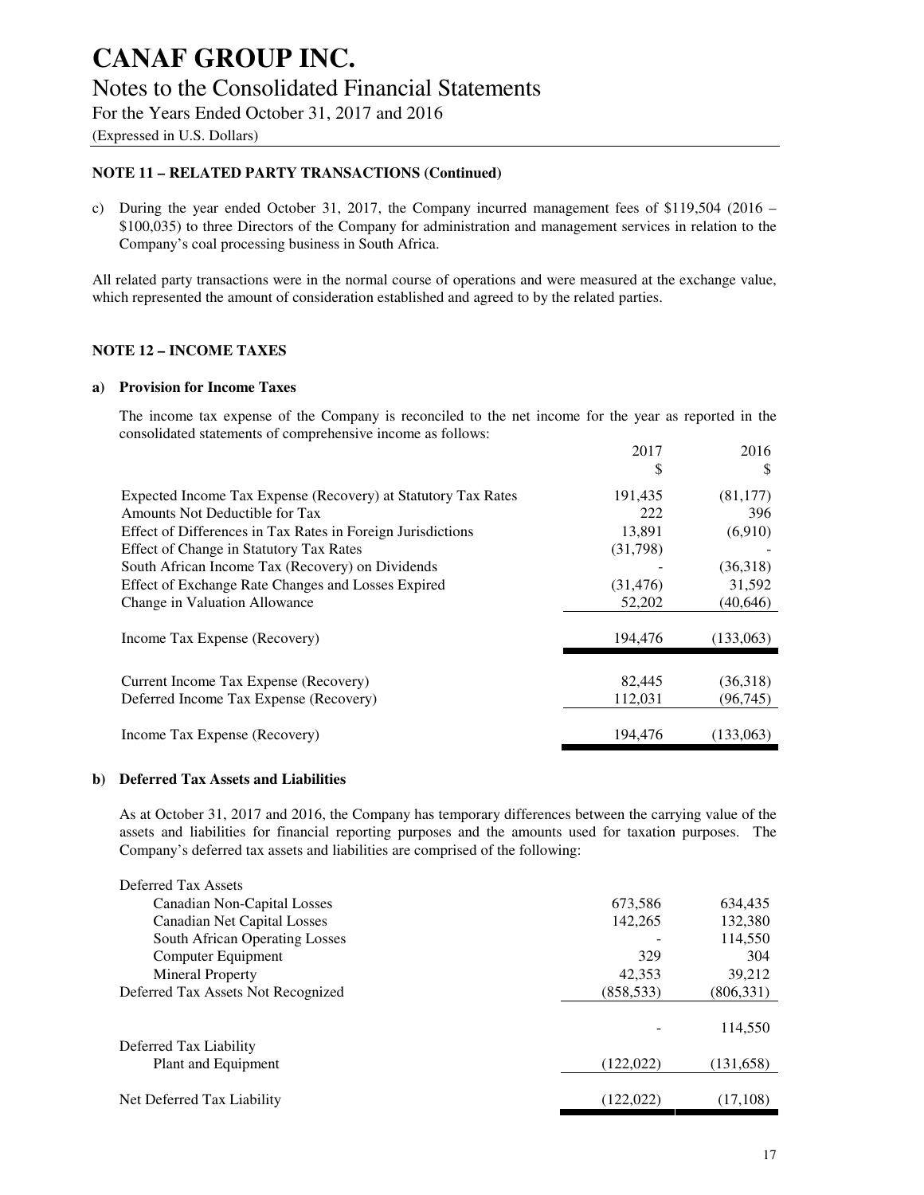# NOTE 11 – RELATED PARTY TRANSACTIONS (Continued)

c) During the year ended October 31, 2017, the Company incurred management fees of $119,504 (2016 – $100,035) to three Directors of the Company for administration and management services in relation to the Company's coal processing business in South Africa.

All related party transactions were in the normal course of operations and were measured at the exchange value, which represented the amount of consideration established and agreed to by the related parties.

# NOTE 12 – INCOME TAXES

## a) Provision for Income Taxes

The income tax expense of the Company is reconciled to the net income for the year as reported in the consolidated statements of comprehensive income as follows:

| | 2017<br>$ | 2016<br>$ |
|---|---|---|
| Expected Income Tax Expense (Recovery) at Statutory Tax Rates | 191,435 | (81,177) |
| Amounts Not Deductible for Tax | 222 | 396 |
| Effect of Differences in Tax Rates in Foreign Jurisdictions | 13,891 | (6,910) |
| Effect of Change in Statutory Tax Rates | (31,798) | - |
| South African Income Tax (Recovery) on Dividends | - | (36,318) |
| Effect of Exchange Rate Changes and Losses Expired | (31,476) | 31,592 |
| Change in Valuation Allowance | 52,202 | (40,646) |
| Income Tax Expense (Recovery) | 194,476 | (133,063) |
| Current Income Tax Expense (Recovery) | 82,445 | (36,318) |
| Deferred Income Tax Expense (Recovery) | 112,031 | (96,745) |
| Income Tax Expense (Recovery) | 194,476 | (133,063) |

## b) Deferred Tax Assets and Liabilities

As at October 31, 2017 and 2016, the Company has temporary differences between the carrying value of the assets and liabilities for financial reporting purposes and the amounts used for taxation purposes. The Company's deferred tax assets and liabilities are comprised of the following:

| | 2017 | 2016 |
|---|---|---|
| Deferred Tax Assets | | |
| Canadian Non-Capital Losses | 673,586 | 634,435 |
| Canadian Net Capital Losses | 142,265 | 132,380 |
| South African Operating Losses | - | 114,550 |
| Computer Equipment | 329 | 304 |
| Mineral Property | 42,353 | 39,212 |
| Deferred Tax Assets Not Recognized | (858,533) | (806,331) |
| | - | 114,550 |
| Deferred Tax Liability | | |
| Plant and Equipment | (122,022) | (131,658) |
| Net Deferred Tax Liability | (122,022) | (17,108) |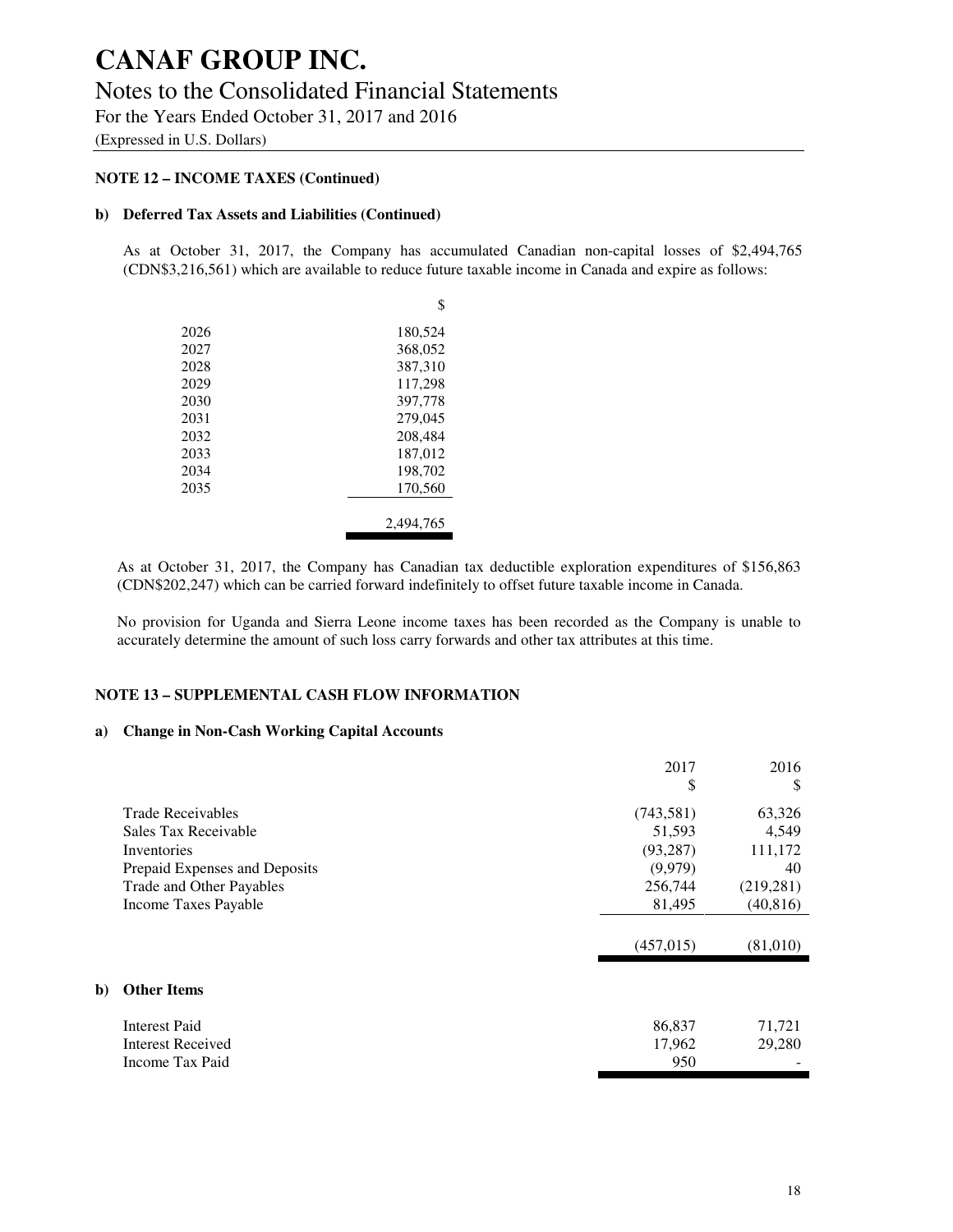# CANAF GROUP INC.

## Notes to the Consolidated Financial Statements

For the Years Ended October 31, 2017 and 2016

(Expressed in U.S. Dollars)

**NOTE 12 – INCOME TAXES (Continued)**

**b) Deferred Tax Assets and Liabilities (Continued)**

As at October 31, 2017, the Company has accumulated Canadian non-capital losses of $2,494,765 (CDN$3,216,561) which are available to reduce future taxable income in Canada and expire as follows:

| | $ |
|---|---|
| 2026 | 180,524 |
| 2027 | 368,052 |
| 2028 | 387,310 |
| 2029 | 117,298 |
| 2030 | 397,778 |
| 2031 | 279,045 |
| 2032 | 208,484 |
| 2033 | 187,012 |
| 2034 | 198,702 |
| 2035 | 170,560 |
| | 2,494,765 |

As at October 31, 2017, the Company has Canadian tax deductible exploration expenditures of $156,863 (CDN$202,247) which can be carried forward indefinitely to offset future taxable income in Canada.

No provision for Uganda and Sierra Leone income taxes has been recorded as the Company is unable to accurately determine the amount of such loss carry forwards and other tax attributes at this time.

**NOTE 13 – SUPPLEMENTAL CASH FLOW INFORMATION**

**a) Change in Non-Cash Working Capital Accounts**

| | 2017<br>$ | 2016<br>$ |
|---|---|---|
| Trade Receivables | (743,581) | 63,326 |
| Sales Tax Receivable | 51,593 | 4,549 |
| Inventories | (93,287) | 111,172 |
| Prepaid Expenses and Deposits | (9,979) | 40 |
| Trade and Other Payables | 256,744 | (219,281) |
| Income Taxes Payable | 81,495 | (40,816) |
| | (457,015) | (81,010) |

**b) Other Items**

| | 2017 | 2016 |
|---|---|---|
| Interest Paid | 86,837 | 71,721 |
| Interest Received | 17,962 | 29,280 |
| Income Tax Paid | 950 | - |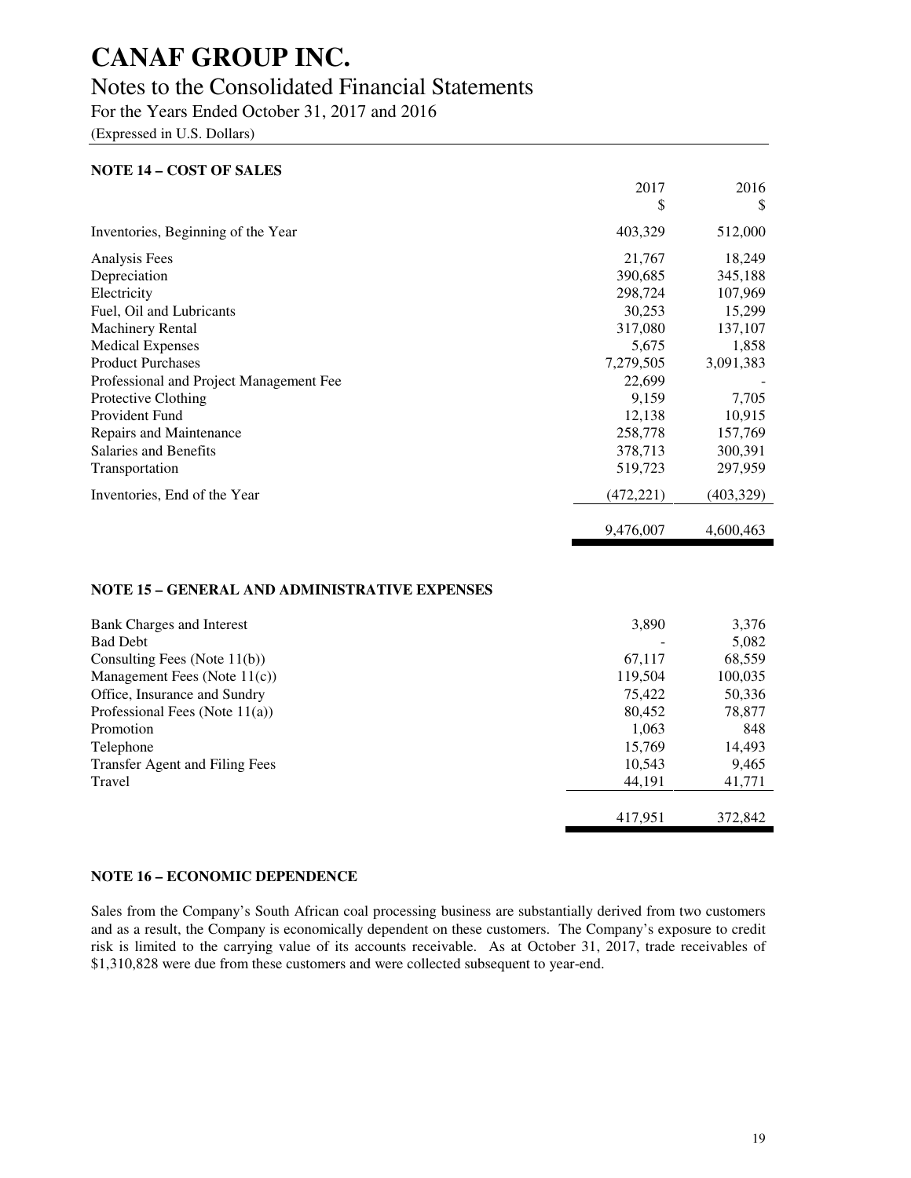# CANAF GROUP INC.

## Notes to the Consolidated Financial Statements

For the Years Ended October 31, 2017 and 2016

(Expressed in U.S. Dollars)

### NOTE 14 – COST OF SALES

| | 2017<br>$ | 2016<br>$ |
|---|---|---|
| Inventories, Beginning of the Year | 403,329 | 512,000 |
| Analysis Fees | 21,767 | 18,249 |
| Depreciation | 390,685 | 345,188 |
| Electricity | 298,724 | 107,969 |
| Fuel, Oil and Lubricants | 30,253 | 15,299 |
| Machinery Rental | 317,080 | 137,107 |
| Medical Expenses | 5,675 | 1,858 |
| Product Purchases | 7,279,505 | 3,091,383 |
| Professional and Project Management Fee | 22,699 | - |
| Protective Clothing | 9,159 | 7,705 |
| Provident Fund | 12,138 | 10,915 |
| Repairs and Maintenance | 258,778 | 157,769 |
| Salaries and Benefits | 378,713 | 300,391 |
| Transportation | 519,723 | 297,959 |
| Inventories, End of the Year | (472,221) | (403,329) |
| | 9,476,007 | 4,600,463 |

### NOTE 15 – GENERAL AND ADMINISTRATIVE EXPENSES

| | 2017 | 2016 |
|---|---|---|
| Bank Charges and Interest | 3,890 | 3,376 |
| Bad Debt | - | 5,082 |
| Consulting Fees (Note 11(b)) | 67,117 | 68,559 |
| Management Fees (Note 11(c)) | 119,504 | 100,035 |
| Office, Insurance and Sundry | 75,422 | 50,336 |
| Professional Fees (Note 11(a)) | 80,452 | 78,877 |
| Promotion | 1,063 | 848 |
| Telephone | 15,769 | 14,493 |
| Transfer Agent and Filing Fees | 10,543 | 9,465 |
| Travel | 44,191 | 41,771 |
| | 417,951 | 372,842 |

### NOTE 16 – ECONOMIC DEPENDENCE

Sales from the Company's South African coal processing business are substantially derived from two customers and as a result, the Company is economically dependent on these customers. The Company's exposure to credit risk is limited to the carrying value of its accounts receivable. As at October 31, 2017, trade receivables of $1,310,828 were due from these customers and were collected subsequent to year-end.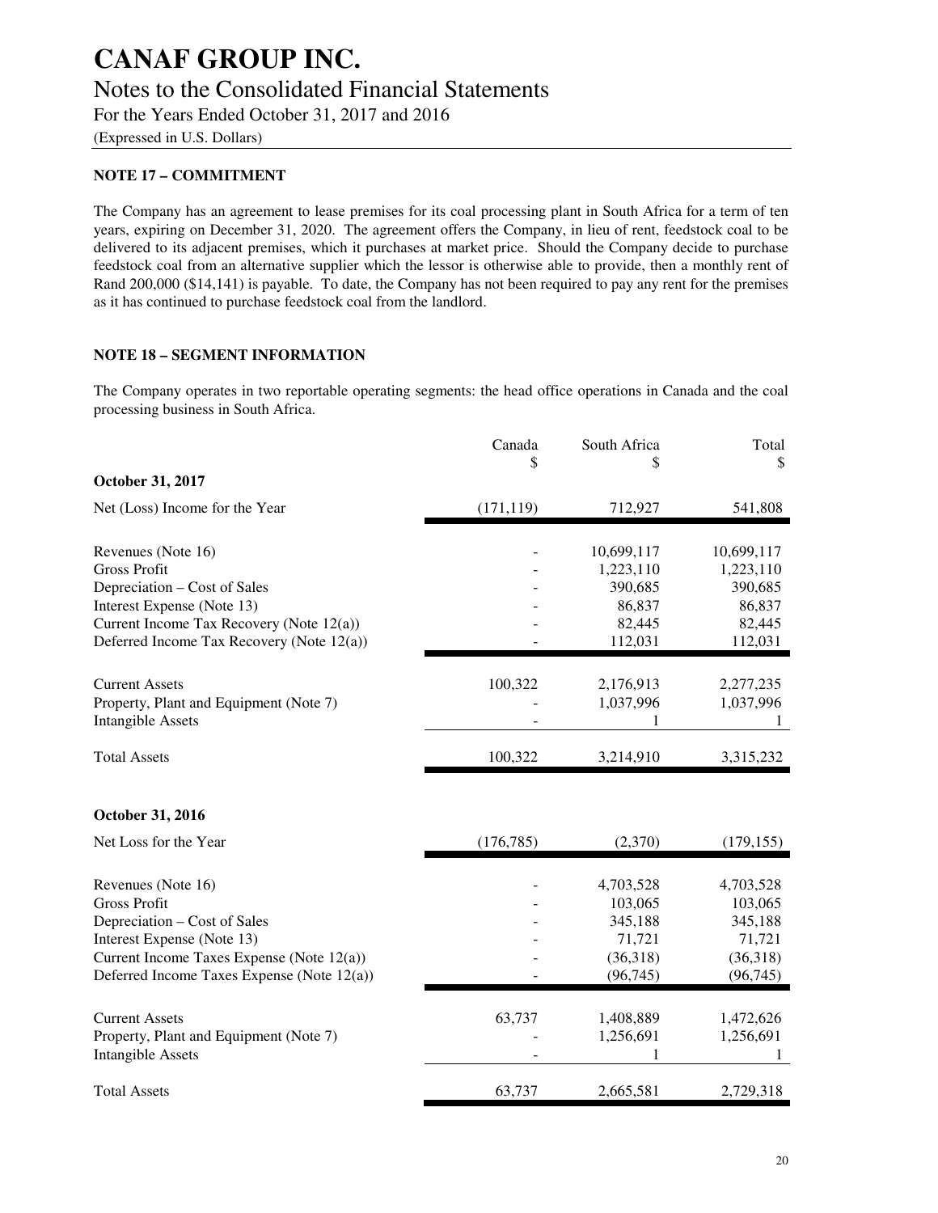# CANAF GROUP INC.

## Notes to the Consolidated Financial Statements

For the Years Ended October 31, 2017 and 2016

(Expressed in U.S. Dollars)

### NOTE 17 – COMMITMENT

The Company has an agreement to lease premises for its coal processing plant in South Africa for a term of ten years, expiring on December 31, 2020. The agreement offers the Company, in lieu of rent, feedstock coal to be delivered to its adjacent premises, which it purchases at market price. Should the Company decide to purchase feedstock coal from an alternative supplier which the lessor is otherwise able to provide, then a monthly rent of Rand 200,000 ($14,141) is payable. To date, the Company has not been required to pay any rent for the premises as it has continued to purchase feedstock coal from the landlord.

### NOTE 18 – SEGMENT INFORMATION

The Company operates in two reportable operating segments: the head office operations in Canada and the coal processing business in South Africa.

| | Canada<br>$ | South Africa<br>$ | Total<br>$ |
|---|---|---|---|
| **October 31, 2017** | | | |
| Net (Loss) Income for the Year | (171,119) | 712,927 | 541,808 |
| Revenues (Note 16) | - | 10,699,117 | 10,699,117 |
| Gross Profit | - | 1,223,110 | 1,223,110 |
| Depreciation – Cost of Sales | - | 390,685 | 390,685 |
| Interest Expense (Note 13) | - | 86,837 | 86,837 |
| Current Income Tax Recovery (Note 12(a)) | - | 82,445 | 82,445 |
| Deferred Income Tax Recovery (Note 12(a)) | - | 112,031 | 112,031 |
| Current Assets | 100,322 | 2,176,913 | 2,277,235 |
| Property, Plant and Equipment (Note 7) | - | 1,037,996 | 1,037,996 |
| Intangible Assets | - | 1 | 1 |
| Total Assets | 100,322 | 3,214,910 | 3,315,232 |
| **October 31, 2016** | | | |
| Net Loss for the Year | (176,785) | (2,370) | (179,155) |
| Revenues (Note 16) | - | 4,703,528 | 4,703,528 |
| Gross Profit | - | 103,065 | 103,065 |
| Depreciation – Cost of Sales | - | 345,188 | 345,188 |
| Interest Expense (Note 13) | - | 71,721 | 71,721 |
| Current Income Taxes Expense (Note 12(a)) | - | (36,318) | (36,318) |
| Deferred Income Taxes Expense (Note 12(a)) | - | (96,745) | (96,745) |
| Current Assets | 63,737 | 1,408,889 | 1,472,626 |
| Property, Plant and Equipment (Note 7) | - | 1,256,691 | 1,256,691 |
| Intangible Assets | - | 1 | 1 |
| Total Assets | 63,737 | 2,665,581 | 2,729,318 |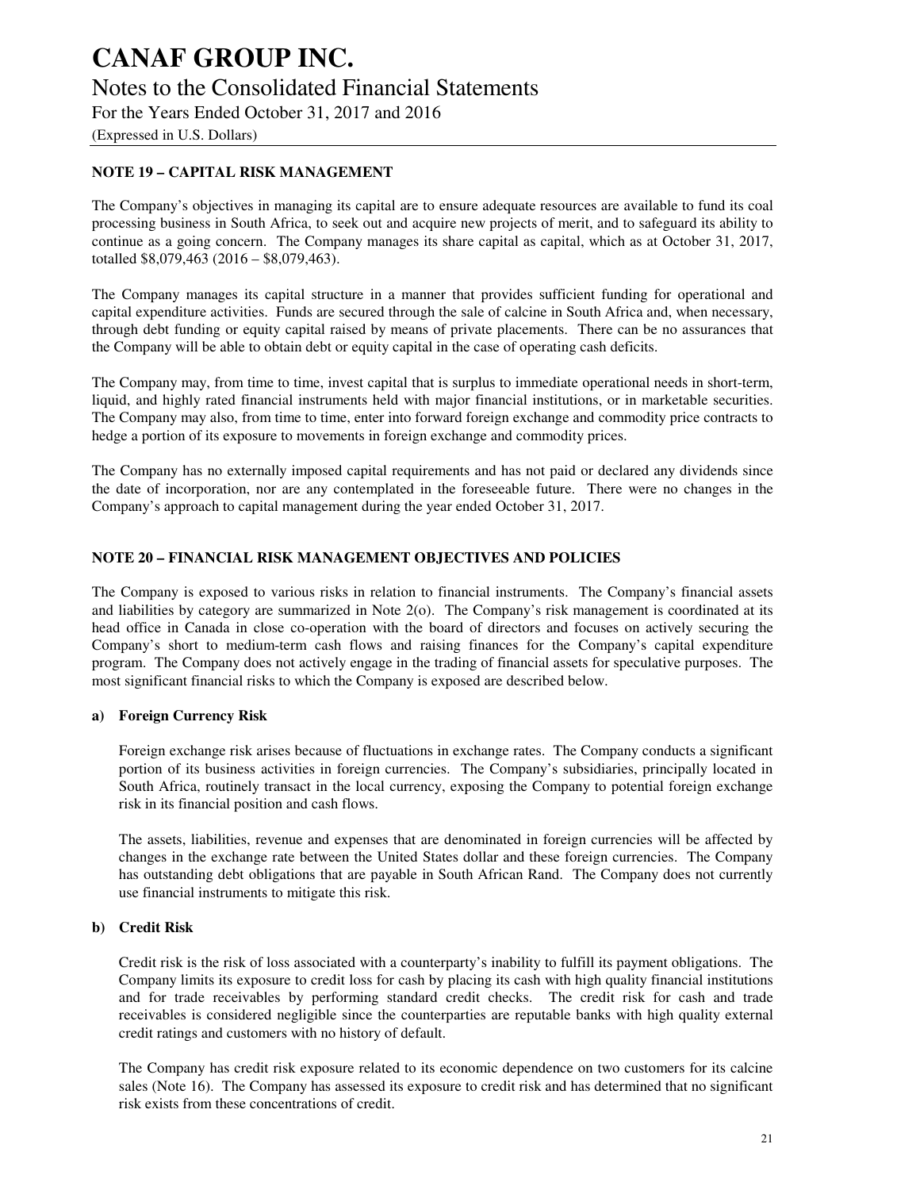## NOTE 19 – CAPITAL RISK MANAGEMENT

The Company's objectives in managing its capital are to ensure adequate resources are available to fund its coal processing business in South Africa, to seek out and acquire new projects of merit, and to safeguard its ability to continue as a going concern. The Company manages its share capital as capital, which as at October 31, 2017, totalled $8,079,463 (2016 – $8,079,463).

The Company manages its capital structure in a manner that provides sufficient funding for operational and capital expenditure activities. Funds are secured through the sale of calcine in South Africa and, when necessary, through debt funding or equity capital raised by means of private placements. There can be no assurances that the Company will be able to obtain debt or equity capital in the case of operating cash deficits.

The Company may, from time to time, invest capital that is surplus to immediate operational needs in short-term, liquid, and highly rated financial instruments held with major financial institutions, or in marketable securities. The Company may also, from time to time, enter into forward foreign exchange and commodity price contracts to hedge a portion of its exposure to movements in foreign exchange and commodity prices.

The Company has no externally imposed capital requirements and has not paid or declared any dividends since the date of incorporation, nor are any contemplated in the foreseeable future. There were no changes in the Company's approach to capital management during the year ended October 31, 2017.

## NOTE 20 – FINANCIAL RISK MANAGEMENT OBJECTIVES AND POLICIES

The Company is exposed to various risks in relation to financial instruments. The Company's financial assets and liabilities by category are summarized in Note 2(o). The Company's risk management is coordinated at its head office in Canada in close co-operation with the board of directors and focuses on actively securing the Company's short to medium-term cash flows and raising finances for the Company's capital expenditure program. The Company does not actively engage in the trading of financial assets for speculative purposes. The most significant financial risks to which the Company is exposed are described below.

### a) Foreign Currency Risk

Foreign exchange risk arises because of fluctuations in exchange rates. The Company conducts a significant portion of its business activities in foreign currencies. The Company's subsidiaries, principally located in South Africa, routinely transact in the local currency, exposing the Company to potential foreign exchange risk in its financial position and cash flows.

The assets, liabilities, revenue and expenses that are denominated in foreign currencies will be affected by changes in the exchange rate between the United States dollar and these foreign currencies. The Company has outstanding debt obligations that are payable in South African Rand. The Company does not currently use financial instruments to mitigate this risk.

### b) Credit Risk

Credit risk is the risk of loss associated with a counterparty's inability to fulfill its payment obligations. The Company limits its exposure to credit loss for cash by placing its cash with high quality financial institutions and for trade receivables by performing standard credit checks. The credit risk for cash and trade receivables is considered negligible since the counterparties are reputable banks with high quality external credit ratings and customers with no history of default.

The Company has credit risk exposure related to its economic dependence on two customers for its calcine sales (Note 16). The Company has assessed its exposure to credit risk and has determined that no significant risk exists from these concentrations of credit.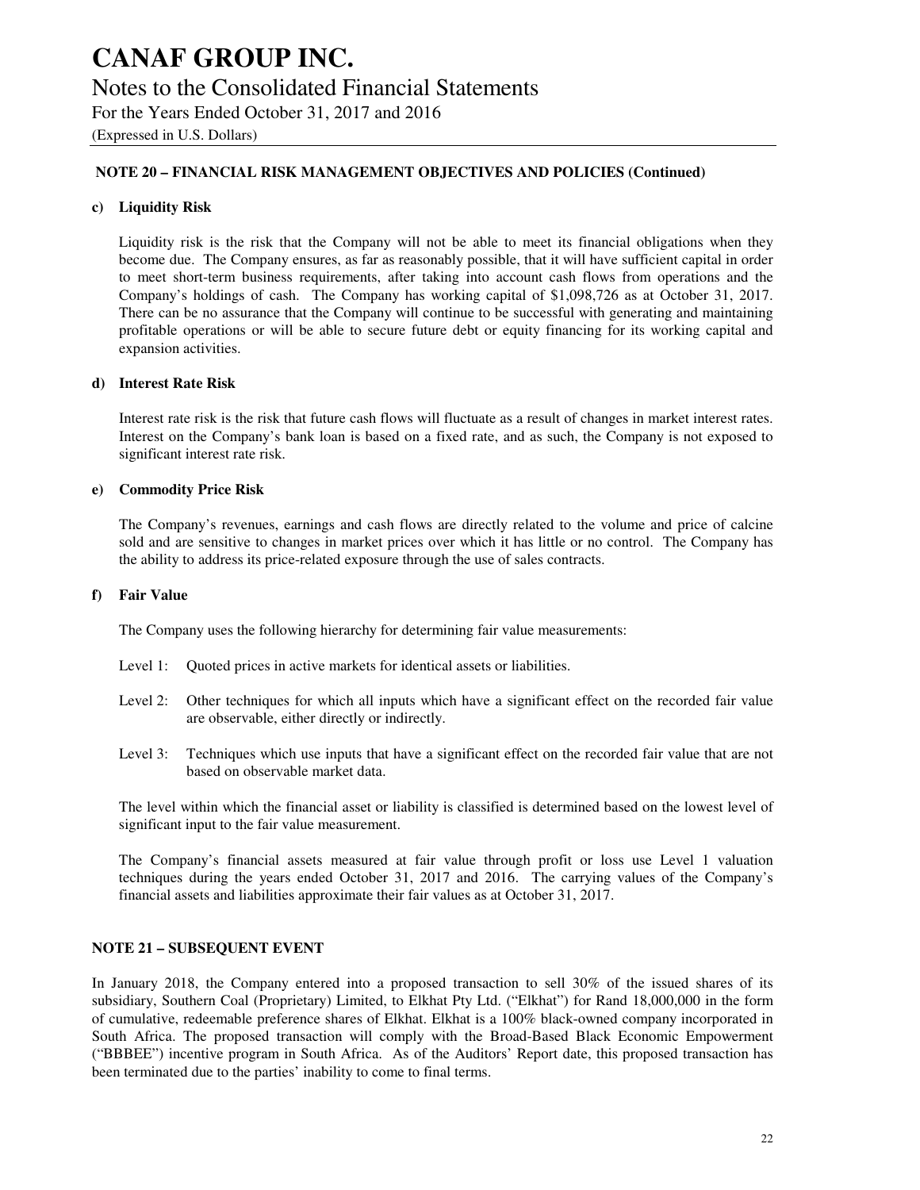**NOTE 20 – FINANCIAL RISK MANAGEMENT OBJECTIVES AND POLICIES (Continued)**

**c) Liquidity Risk**

Liquidity risk is the risk that the Company will not be able to meet its financial obligations when they become due. The Company ensures, as far as reasonably possible, that it will have sufficient capital in order to meet short-term business requirements, after taking into account cash flows from operations and the Company's holdings of cash. The Company has working capital of $1,098,726 as at October 31, 2017. There can be no assurance that the Company will continue to be successful with generating and maintaining profitable operations or will be able to secure future debt or equity financing for its working capital and expansion activities.

**d) Interest Rate Risk**

Interest rate risk is the risk that future cash flows will fluctuate as a result of changes in market interest rates. Interest on the Company's bank loan is based on a fixed rate, and as such, the Company is not exposed to significant interest rate risk.

**e) Commodity Price Risk**

The Company's revenues, earnings and cash flows are directly related to the volume and price of calcine sold and are sensitive to changes in market prices over which it has little or no control. The Company has the ability to address its price-related exposure through the use of sales contracts.

**f) Fair Value**

The Company uses the following hierarchy for determining fair value measurements:

Level 1: Quoted prices in active markets for identical assets or liabilities.

Level 2: Other techniques for which all inputs which have a significant effect on the recorded fair value are observable, either directly or indirectly.

Level 3: Techniques which use inputs that have a significant effect on the recorded fair value that are not based on observable market data.

The level within which the financial asset or liability is classified is determined based on the lowest level of significant input to the fair value measurement.

The Company's financial assets measured at fair value through profit or loss use Level 1 valuation techniques during the years ended October 31, 2017 and 2016. The carrying values of the Company's financial assets and liabilities approximate their fair values as at October 31, 2017.

**NOTE 21 – SUBSEQUENT EVENT**

In January 2018, the Company entered into a proposed transaction to sell 30% of the issued shares of its subsidiary, Southern Coal (Proprietary) Limited, to Elkhat Pty Ltd. ("Elkhat") for Rand 18,000,000 in the form of cumulative, redeemable preference shares of Elkhat. Elkhat is a 100% black-owned company incorporated in South Africa. The proposed transaction will comply with the Broad-Based Black Economic Empowerment ("BBBEE") incentive program in South Africa. As of the Auditors' Report date, this proposed transaction has been terminated due to the parties' inability to come to final terms.